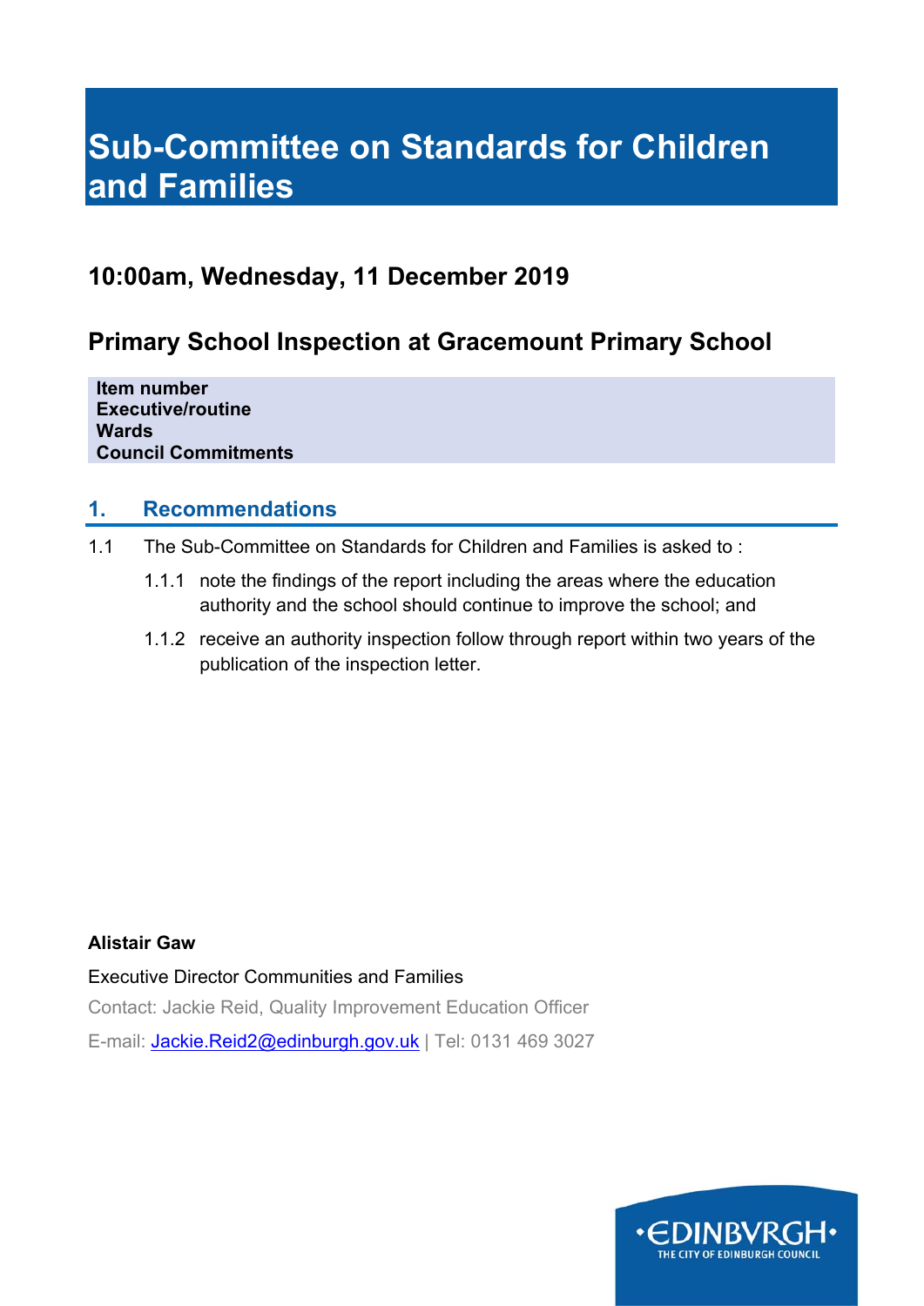# Sub-Committee on Standards for Children and Families

## 10:00am, Wednesday, 11 December 2019

## Primary School Inspection at Gracemount Primary School

**Item number**
**Executive/routine**
**Wards**
**Council Commitments**

## 1. Recommendations

1.1 The Sub-Committee on Standards for Children and Families is asked to :

1.1.1 note the findings of the report including the areas where the education authority and the school should continue to improve the school; and

1.1.2 receive an authority inspection follow through report within two years of the publication of the inspection letter.

**Alistair Gaw**

Executive Director Communities and Families

Contact: Jackie Reid, Quality Improvement Education Officer

E-mail: Jackie.Reid2@edinburgh.gov.uk | Tel: 0131 469 3027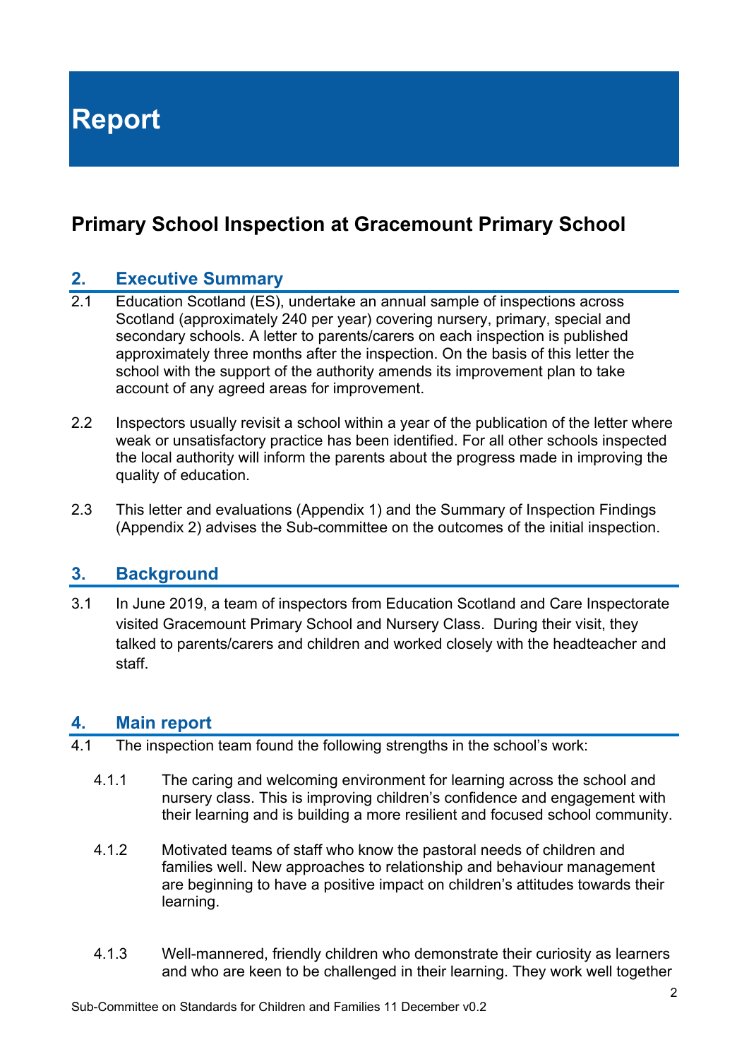# Report

## Primary School Inspection at Gracemount Primary School

### 2. Executive Summary

2.1 Education Scotland (ES), undertake an annual sample of inspections across Scotland (approximately 240 per year) covering nursery, primary, special and secondary schools. A letter to parents/carers on each inspection is published approximately three months after the inspection. On the basis of this letter the school with the support of the authority amends its improvement plan to take account of any agreed areas for improvement.

2.2 Inspectors usually revisit a school within a year of the publication of the letter where weak or unsatisfactory practice has been identified. For all other schools inspected the local authority will inform the parents about the progress made in improving the quality of education.

2.3 This letter and evaluations (Appendix 1) and the Summary of Inspection Findings (Appendix 2) advises the Sub-committee on the outcomes of the initial inspection.

### 3. Background

3.1 In June 2019, a team of inspectors from Education Scotland and Care Inspectorate visited Gracemount Primary School and Nursery Class. During their visit, they talked to parents/carers and children and worked closely with the headteacher and staff.

### 4. Main report

4.1 The inspection team found the following strengths in the school's work:

4.1.1 The caring and welcoming environment for learning across the school and nursery class. This is improving children's confidence and engagement with their learning and is building a more resilient and focused school community.

4.1.2 Motivated teams of staff who know the pastoral needs of children and families well. New approaches to relationship and behaviour management are beginning to have a positive impact on children's attitudes towards their learning.

4.1.3 Well-mannered, friendly children who demonstrate their curiosity as learners and who are keen to be challenged in their learning. They work well together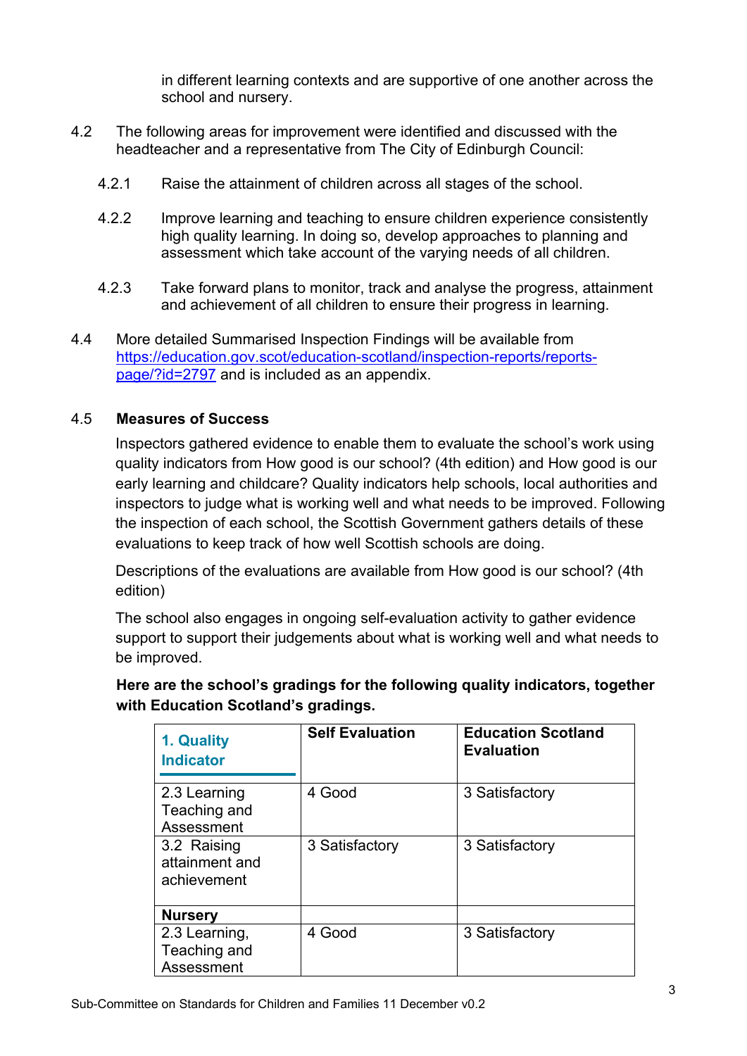in different learning contexts and are supportive of one another across the school and nursery.

4.2 The following areas for improvement were identified and discussed with the headteacher and a representative from The City of Edinburgh Council:

4.2.1 Raise the attainment of children across all stages of the school.

4.2.2 Improve learning and teaching to ensure children experience consistently high quality learning. In doing so, develop approaches to planning and assessment which take account of the varying needs of all children.

4.2.3 Take forward plans to monitor, track and analyse the progress, attainment and achievement of all children to ensure their progress in learning.

4.4 More detailed Summarised Inspection Findings will be available from [https://education.gov.scot/education-scotland/inspection-reports/reports-page/?id=2797](https://education.gov.scot/education-scotland/inspection-reports/reports-page/?id=2797) and is included as an appendix.

4.5 **Measures of Success**

Inspectors gathered evidence to enable them to evaluate the school's work using quality indicators from How good is our school? (4th edition) and How good is our early learning and childcare? Quality indicators help schools, local authorities and inspectors to judge what is working well and what needs to be improved. Following the inspection of each school, the Scottish Government gathers details of these evaluations to keep track of how well Scottish schools are doing.

Descriptions of the evaluations are available from How good is our school? (4th edition)

The school also engages in ongoing self-evaluation activity to gather evidence support to support their judgements about what is working well and what needs to be improved.

**Here are the school's gradings for the following quality indicators, together with Education Scotland's gradings.**

| 1. Quality Indicator | Self Evaluation | Education Scotland Evaluation |
|---|---|---|
| 2.3 Learning Teaching and Assessment | 4 Good | 3 Satisfactory |
| 3.2 Raising attainment and achievement | 3 Satisfactory | 3 Satisfactory |
| **Nursery** | | |
| 2.3 Learning, Teaching and Assessment | 4 Good | 3 Satisfactory |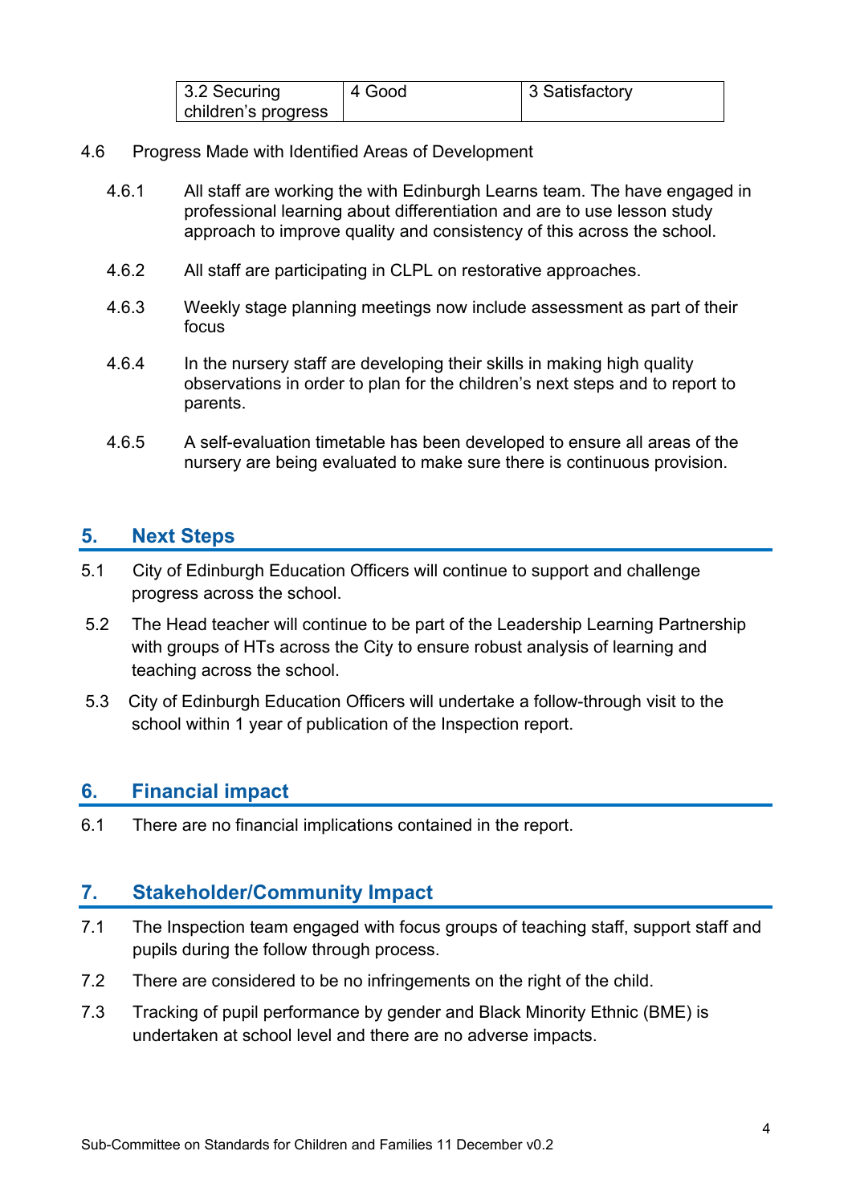| 3.2 Securing children's progress | 4 Good | 3 Satisfactory |
|---|---|---|

4.6 Progress Made with Identified Areas of Development

4.6.1 All staff are working the with Edinburgh Learns team. The have engaged in professional learning about differentiation and are to use lesson study approach to improve quality and consistency of this across the school.

4.6.2 All staff are participating in CLPL on restorative approaches.

4.6.3 Weekly stage planning meetings now include assessment as part of their focus

4.6.4 In the nursery staff are developing their skills in making high quality observations in order to plan for the children's next steps and to report to parents.

4.6.5 A self-evaluation timetable has been developed to ensure all areas of the nursery are being evaluated to make sure there is continuous provision.

## 5. Next Steps

5.1 City of Edinburgh Education Officers will continue to support and challenge progress across the school.

5.2 The Head teacher will continue to be part of the Leadership Learning Partnership with groups of HTs across the City to ensure robust analysis of learning and teaching across the school.

5.3 City of Edinburgh Education Officers will undertake a follow-through visit to the school within 1 year of publication of the Inspection report.

## 6. Financial impact

6.1 There are no financial implications contained in the report.

## 7. Stakeholder/Community Impact

7.1 The Inspection team engaged with focus groups of teaching staff, support staff and pupils during the follow through process.

7.2 There are considered to be no infringements on the right of the child.

7.3 Tracking of pupil performance by gender and Black Minority Ethnic (BME) is undertaken at school level and there are no adverse impacts.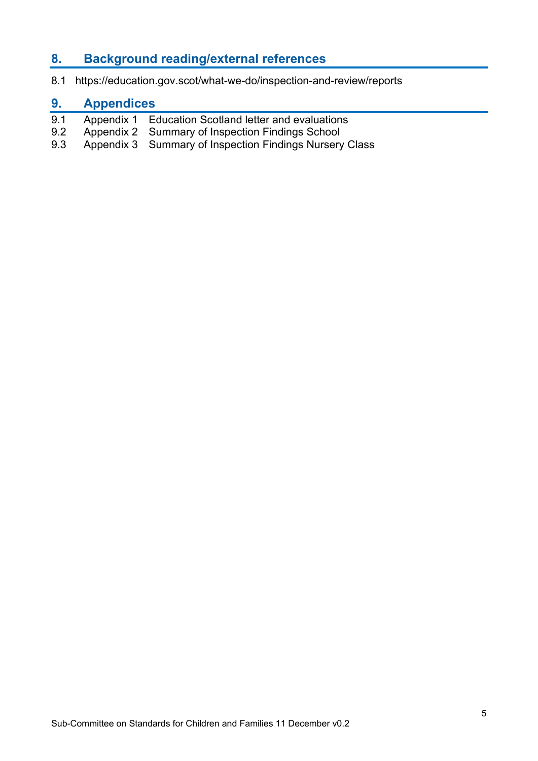## 8. Background reading/external references

8.1 https://education.gov.scot/what-we-do/inspection-and-review/reports

## 9. Appendices

9.1 Appendix 1 Education Scotland letter and evaluations
9.2 Appendix 2 Summary of Inspection Findings School
9.3 Appendix 3 Summary of Inspection Findings Nursery Class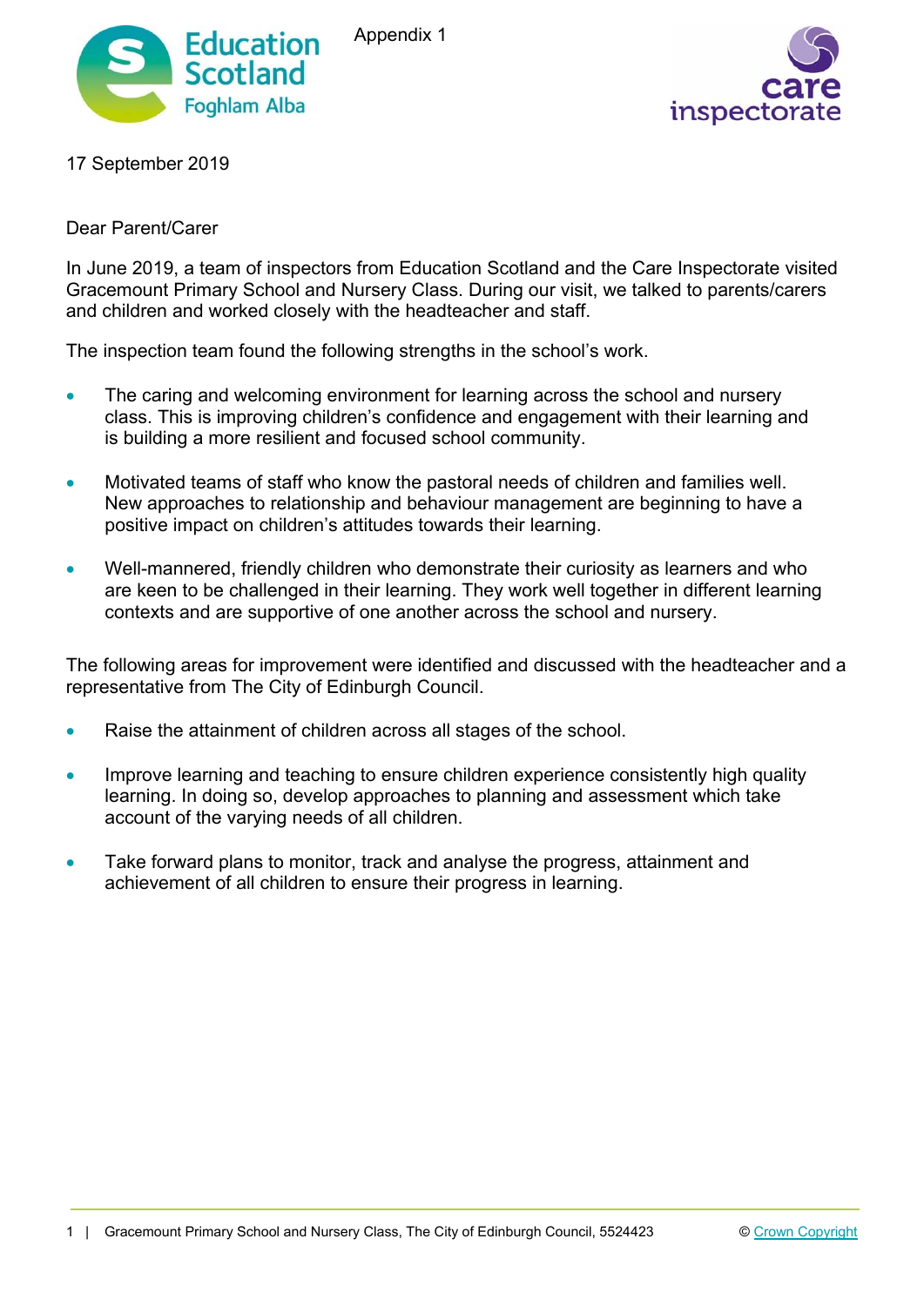Appendix 1

17 September 2019

Dear Parent/Carer

In June 2019, a team of inspectors from Education Scotland and the Care Inspectorate visited Gracemount Primary School and Nursery Class. During our visit, we talked to parents/carers and children and worked closely with the headteacher and staff.

The inspection team found the following strengths in the school's work.

- The caring and welcoming environment for learning across the school and nursery class. This is improving children's confidence and engagement with their learning and is building a more resilient and focused school community.
- Motivated teams of staff who know the pastoral needs of children and families well. New approaches to relationship and behaviour management are beginning to have a positive impact on children's attitudes towards their learning.
- Well-mannered, friendly children who demonstrate their curiosity as learners and who are keen to be challenged in their learning. They work well together in different learning contexts and are supportive of one another across the school and nursery.

The following areas for improvement were identified and discussed with the headteacher and a representative from The City of Edinburgh Council.

- Raise the attainment of children across all stages of the school.
- Improve learning and teaching to ensure children experience consistently high quality learning. In doing so, develop approaches to planning and assessment which take account of the varying needs of all children.
- Take forward plans to monitor, track and analyse the progress, attainment and achievement of all children to ensure their progress in learning.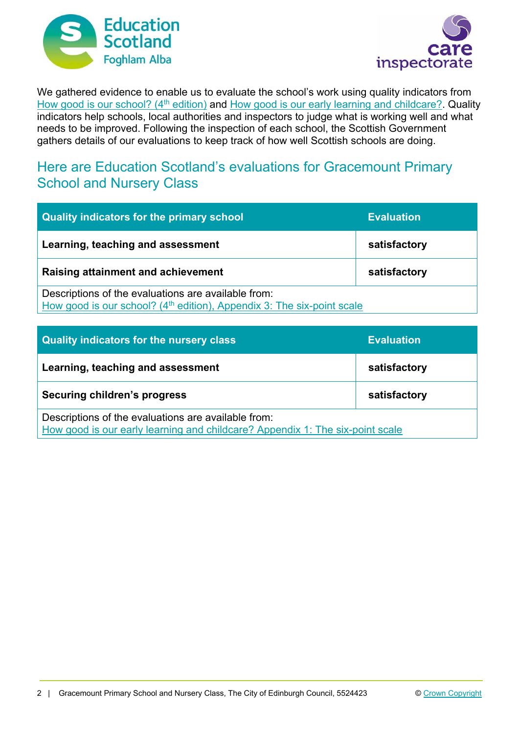We gathered evidence to enable us to evaluate the school's work using quality indicators from How good is our school? (4th edition) and How good is our early learning and childcare?. Quality indicators help schools, local authorities and inspectors to judge what is working well and what needs to be improved. Following the inspection of each school, the Scottish Government gathers details of our evaluations to keep track of how well Scottish schools are doing.

## Here are Education Scotland's evaluations for Gracemount Primary School and Nursery Class

| Quality indicators for the primary school | Evaluation |
|---|---|
| **Learning, teaching and assessment** | **satisfactory** |
| **Raising attainment and achievement** | **satisfactory** |
| Descriptions of the evaluations are available from: How good is our school? (4th edition), Appendix 3: The six-point scale | |

| Quality indicators for the nursery class | Evaluation |
|---|---|
| **Learning, teaching and assessment** | **satisfactory** |
| **Securing children's progress** | **satisfactory** |
| Descriptions of the evaluations are available from: How good is our early learning and childcare? Appendix 1: The six-point scale | |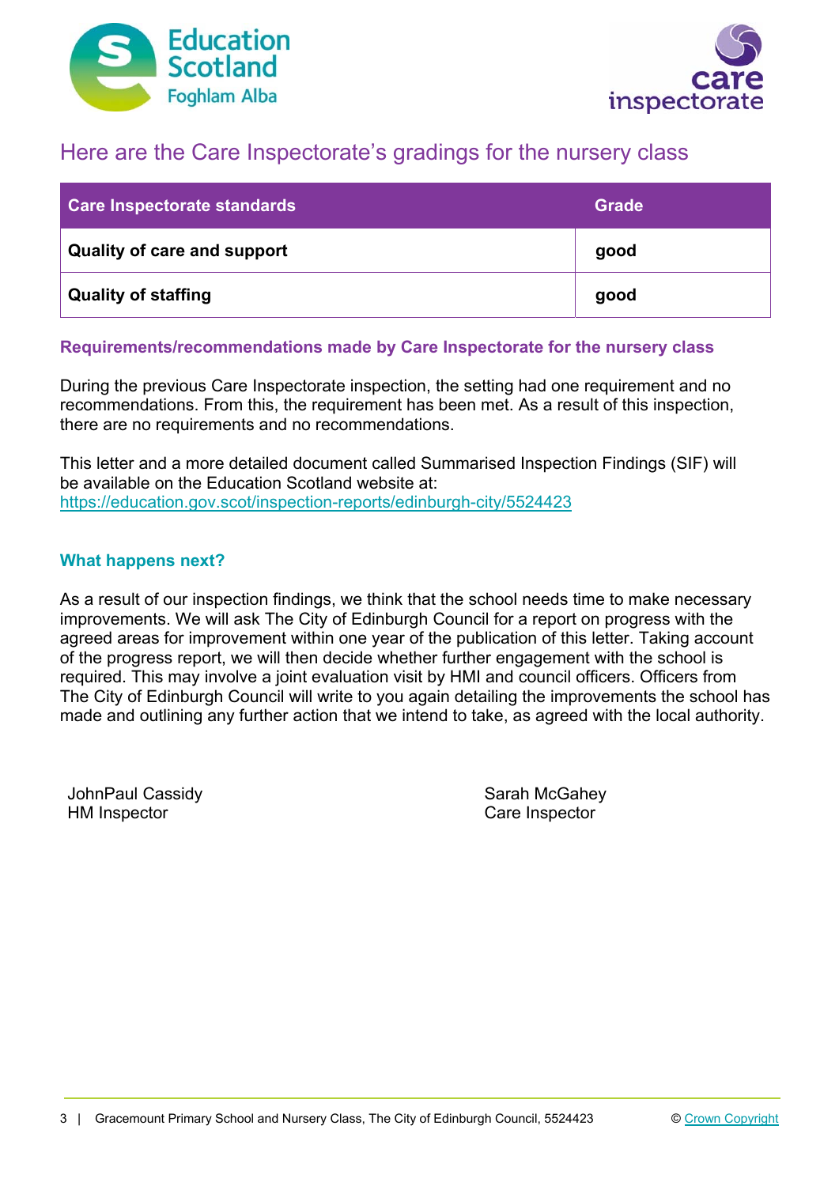## Here are the Care Inspectorate's gradings for the nursery class

| Care Inspectorate standards | Grade |
|---|---|
| **Quality of care and support** | **good** |
| **Quality of staffing** | **good** |

### Requirements/recommendations made by Care Inspectorate for the nursery class

During the previous Care Inspectorate inspection, the setting had one requirement and no recommendations. From this, the requirement has been met. As a result of this inspection, there are no requirements and no recommendations.

This letter and a more detailed document called Summarised Inspection Findings (SIF) will be available on the Education Scotland website at: https://education.gov.scot/inspection-reports/edinburgh-city/5524423

### What happens next?

As a result of our inspection findings, we think that the school needs time to make necessary improvements. We will ask The City of Edinburgh Council for a report on progress with the agreed areas for improvement within one year of the publication of this letter. Taking account of the progress report, we will then decide whether further engagement with the school is required. This may involve a joint evaluation visit by HMI and council officers. Officers from The City of Edinburgh Council will write to you again detailing the improvements the school has made and outlining any further action that we intend to take, as agreed with the local authority.

JohnPaul Cassidy
HM Inspector

Sarah McGahey
Care Inspector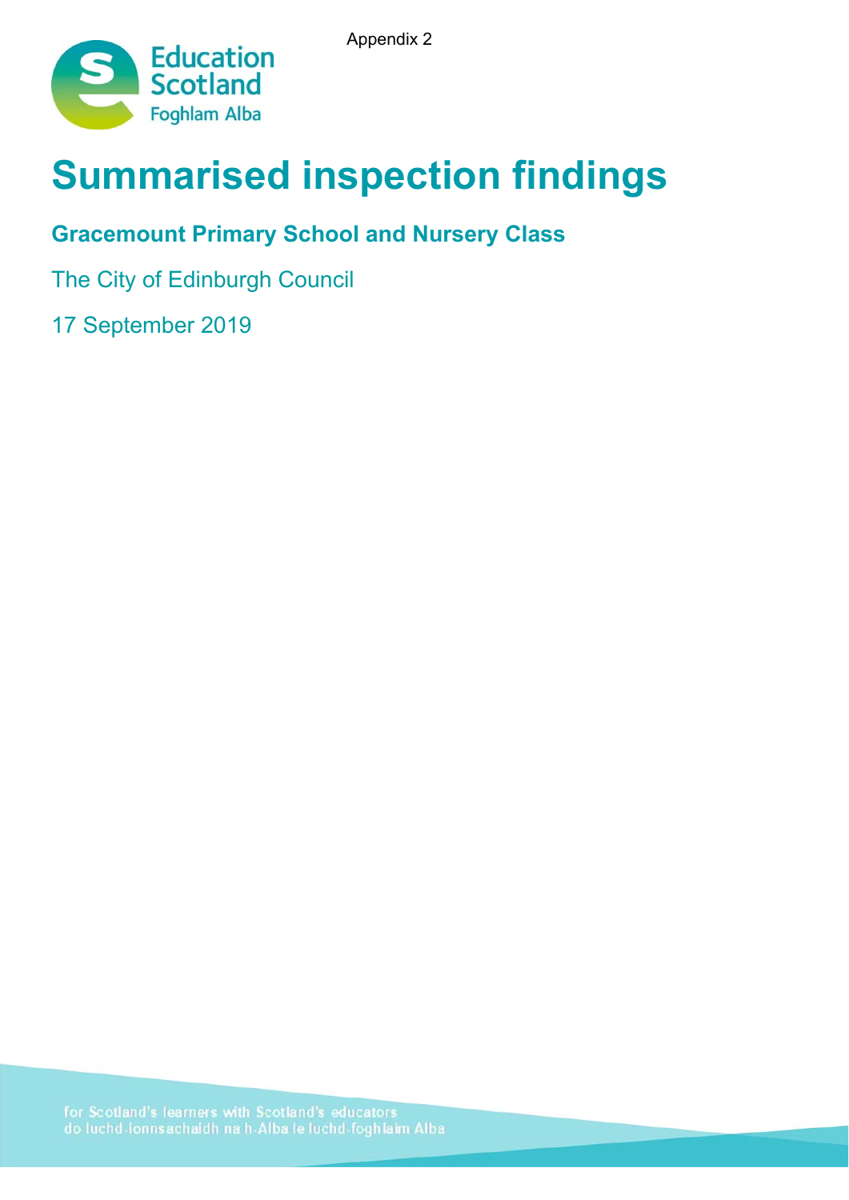Appendix 2

# Summarised inspection findings

## Gracemount Primary School and Nursery Class

The City of Edinburgh Council

17 September 2019

for Scotland's learners with Scotland's educators
do luchd-ionnsachaidh na h-Alba le luchd-foghlaim Alba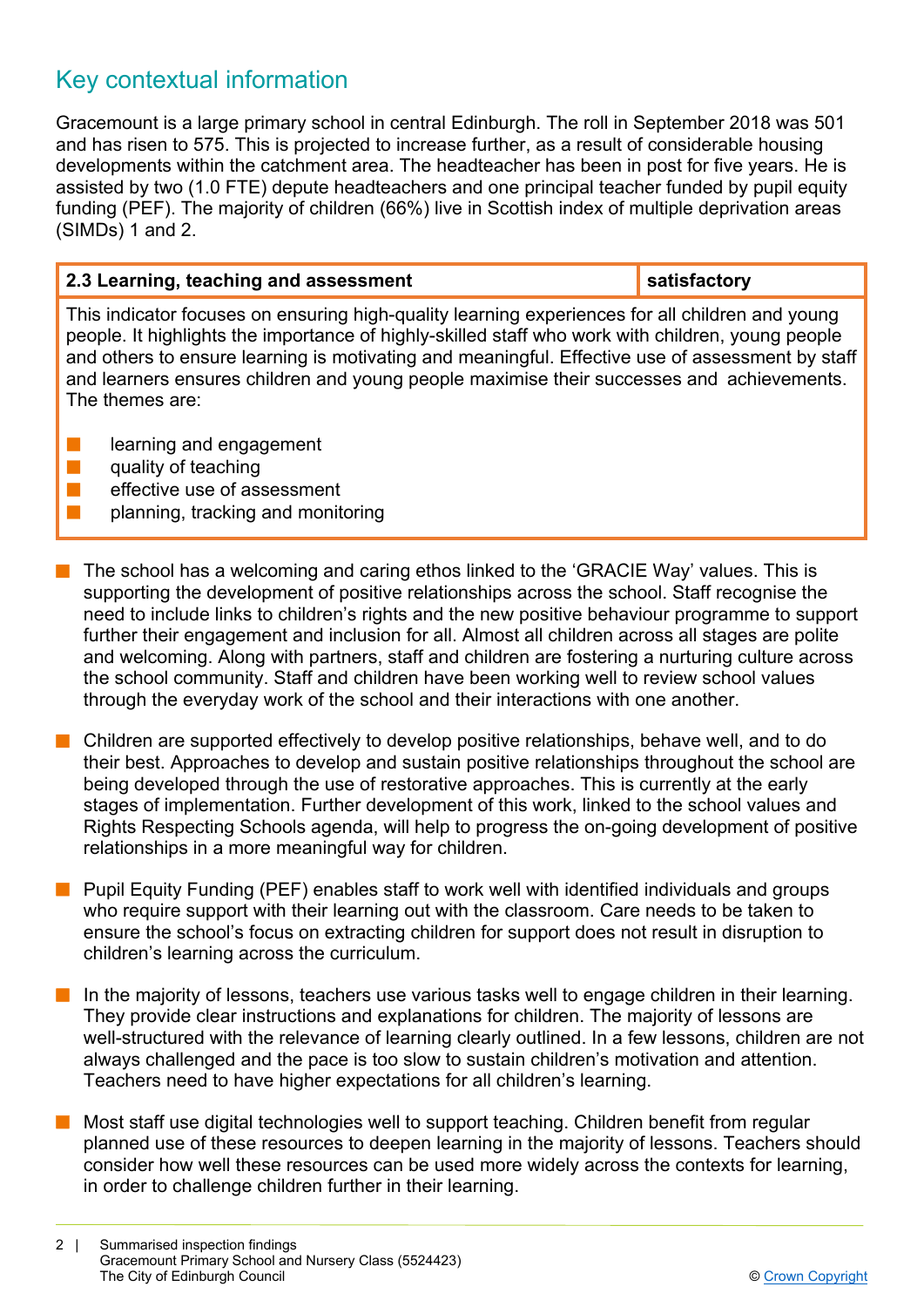## Key contextual information

Gracemount is a large primary school in central Edinburgh. The roll in September 2018 was 501 and has risen to 575. This is projected to increase further, as a result of considerable housing developments within the catchment area. The headteacher has been in post for five years. He is assisted by two (1.0 FTE) depute headteachers and one principal teacher funded by pupil equity funding (PEF). The majority of children (66%) live in Scottish index of multiple deprivation areas (SIMDs) 1 and 2.

| 2.3 Learning, teaching and assessment | satisfactory |
|---|---|
| This indicator focuses on ensuring high-quality learning experiences for all children and young people. It highlights the importance of highly-skilled staff who work with children, young people and others to ensure learning is motivating and meaningful. Effective use of assessment by staff and learners ensures children and young people maximise their successes and achievements. The themes are: learning and engagement; quality of teaching; effective use of assessment; planning, tracking and monitoring | |

- The school has a welcoming and caring ethos linked to the 'GRACIE Way' values. This is supporting the development of positive relationships across the school. Staff recognise the need to include links to children's rights and the new positive behaviour programme to support further their engagement and inclusion for all. Almost all children across all stages are polite and welcoming. Along with partners, staff and children are fostering a nurturing culture across the school community. Staff and children have been working well to review school values through the everyday work of the school and their interactions with one another.

- Children are supported effectively to develop positive relationships, behave well, and to do their best. Approaches to develop and sustain positive relationships throughout the school are being developed through the use of restorative approaches. This is currently at the early stages of implementation. Further development of this work, linked to the school values and Rights Respecting Schools agenda, will help to progress the on-going development of positive relationships in a more meaningful way for children.

- Pupil Equity Funding (PEF) enables staff to work well with identified individuals and groups who require support with their learning out with the classroom. Care needs to be taken to ensure the school's focus on extracting children for support does not result in disruption to children's learning across the curriculum.

- In the majority of lessons, teachers use various tasks well to engage children in their learning. They provide clear instructions and explanations for children. The majority of lessons are well-structured with the relevance of learning clearly outlined. In a few lessons, children are not always challenged and the pace is too slow to sustain children's motivation and attention. Teachers need to have higher expectations for all children's learning.

- Most staff use digital technologies well to support teaching. Children benefit from regular planned use of these resources to deepen learning in the majority of lessons. Teachers should consider how well these resources can be used more widely across the contexts for learning, in order to challenge children further in their learning.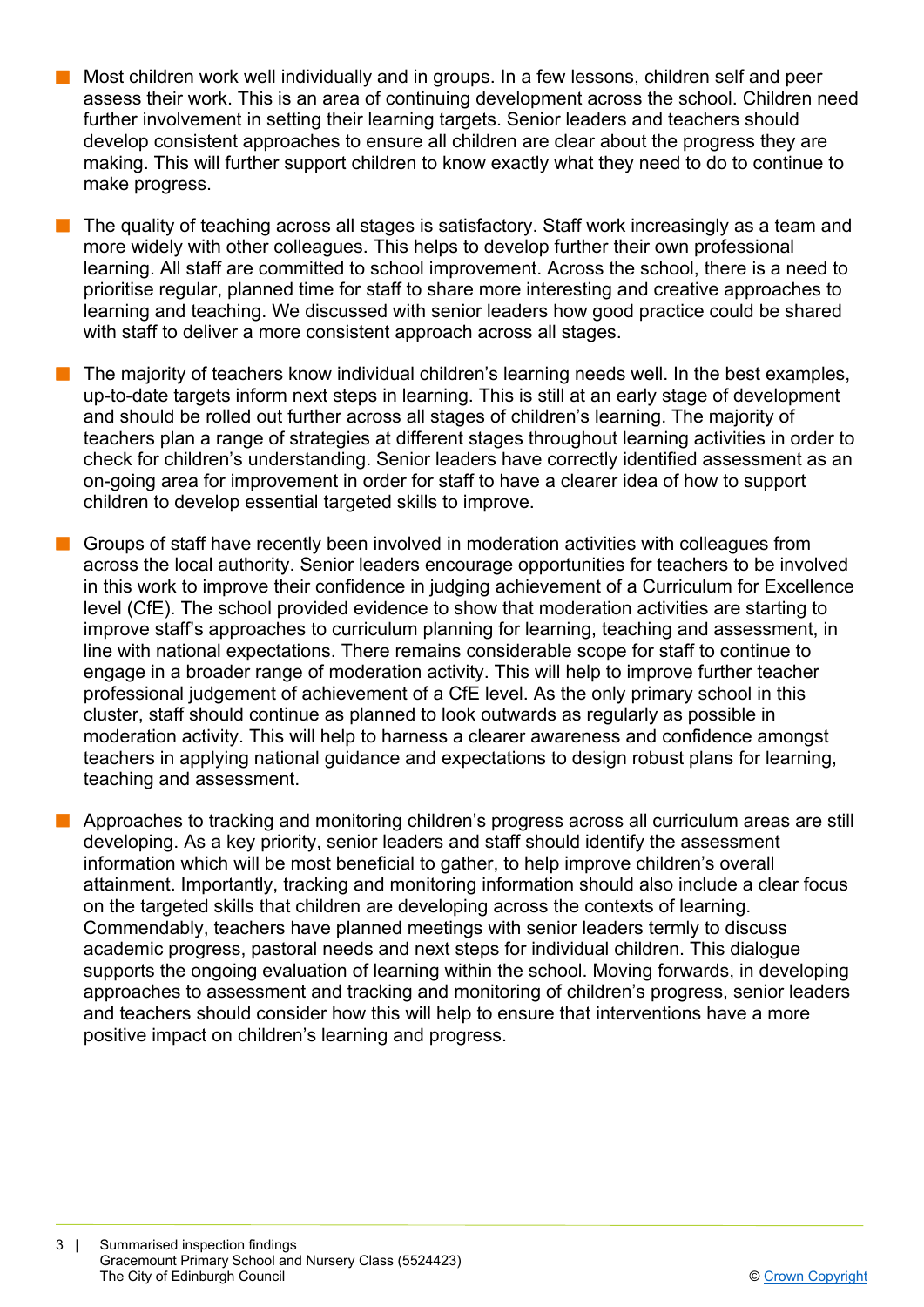- Most children work well individually and in groups. In a few lessons, children self and peer assess their work. This is an area of continuing development across the school. Children need further involvement in setting their learning targets. Senior leaders and teachers should develop consistent approaches to ensure all children are clear about the progress they are making. This will further support children to know exactly what they need to do to continue to make progress.

- The quality of teaching across all stages is satisfactory. Staff work increasingly as a team and more widely with other colleagues. This helps to develop further their own professional learning. All staff are committed to school improvement. Across the school, there is a need to prioritise regular, planned time for staff to share more interesting and creative approaches to learning and teaching. We discussed with senior leaders how good practice could be shared with staff to deliver a more consistent approach across all stages.

- The majority of teachers know individual children's learning needs well. In the best examples, up-to-date targets inform next steps in learning. This is still at an early stage of development and should be rolled out further across all stages of children's learning. The majority of teachers plan a range of strategies at different stages throughout learning activities in order to check for children's understanding. Senior leaders have correctly identified assessment as an on-going area for improvement in order for staff to have a clearer idea of how to support children to develop essential targeted skills to improve.

- Groups of staff have recently been involved in moderation activities with colleagues from across the local authority. Senior leaders encourage opportunities for teachers to be involved in this work to improve their confidence in judging achievement of a Curriculum for Excellence level (CfE). The school provided evidence to show that moderation activities are starting to improve staff's approaches to curriculum planning for learning, teaching and assessment, in line with national expectations. There remains considerable scope for staff to continue to engage in a broader range of moderation activity. This will help to improve further teacher professional judgement of achievement of a CfE level. As the only primary school in this cluster, staff should continue as planned to look outwards as regularly as possible in moderation activity. This will help to harness a clearer awareness and confidence amongst teachers in applying national guidance and expectations to design robust plans for learning, teaching and assessment.

- Approaches to tracking and monitoring children's progress across all curriculum areas are still developing. As a key priority, senior leaders and staff should identify the assessment information which will be most beneficial to gather, to help improve children's overall attainment. Importantly, tracking and monitoring information should also include a clear focus on the targeted skills that children are developing across the contexts of learning. Commendably, teachers have planned meetings with senior leaders termly to discuss academic progress, pastoral needs and next steps for individual children. This dialogue supports the ongoing evaluation of learning within the school. Moving forwards, in developing approaches to assessment and tracking and monitoring of children's progress, senior leaders and teachers should consider how this will help to ensure that interventions have a more positive impact on children's learning and progress.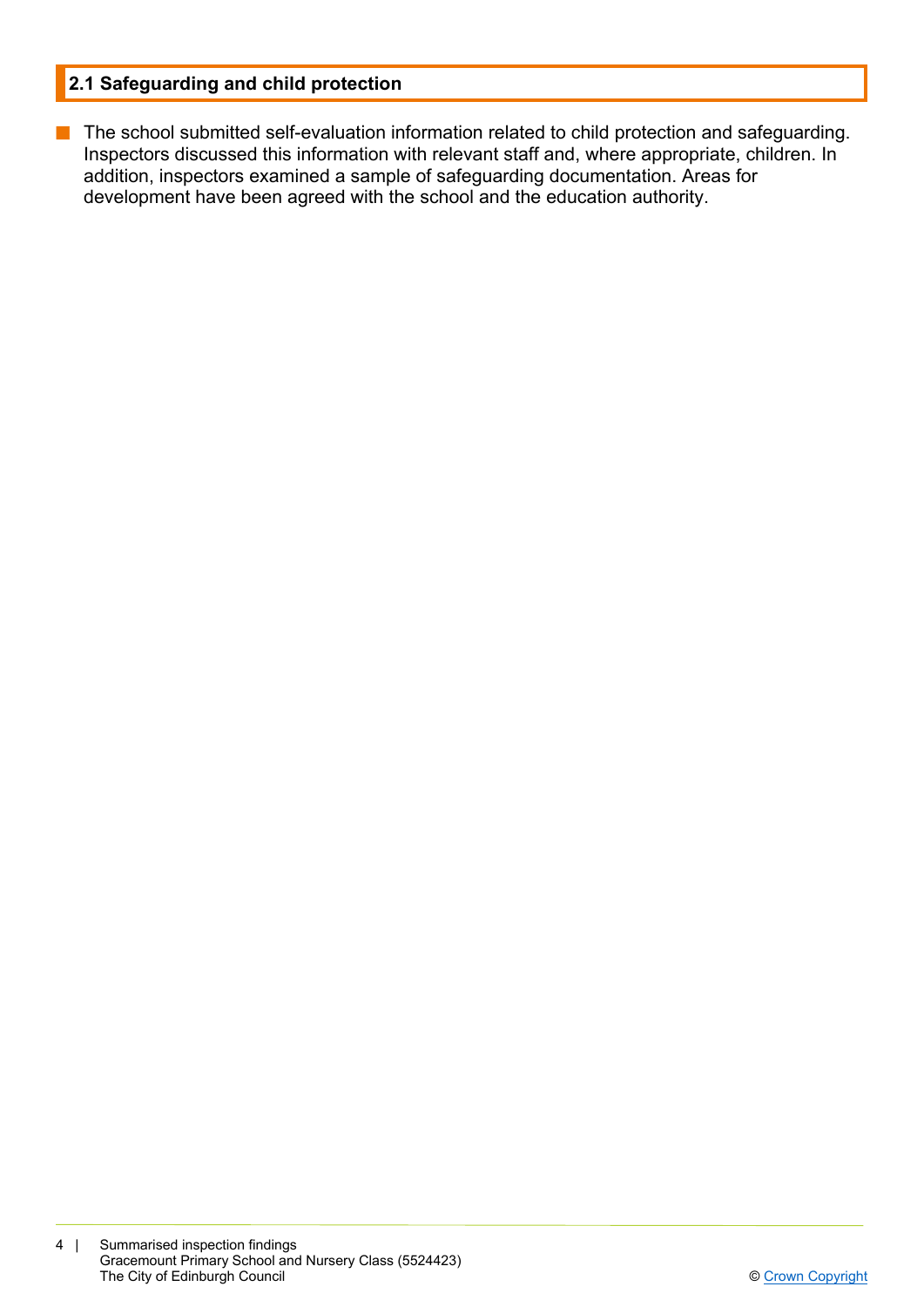## 2.1 Safeguarding and child protection

- The school submitted self-evaluation information related to child protection and safeguarding. Inspectors discussed this information with relevant staff and, where appropriate, children. In addition, inspectors examined a sample of safeguarding documentation. Areas for development have been agreed with the school and the education authority.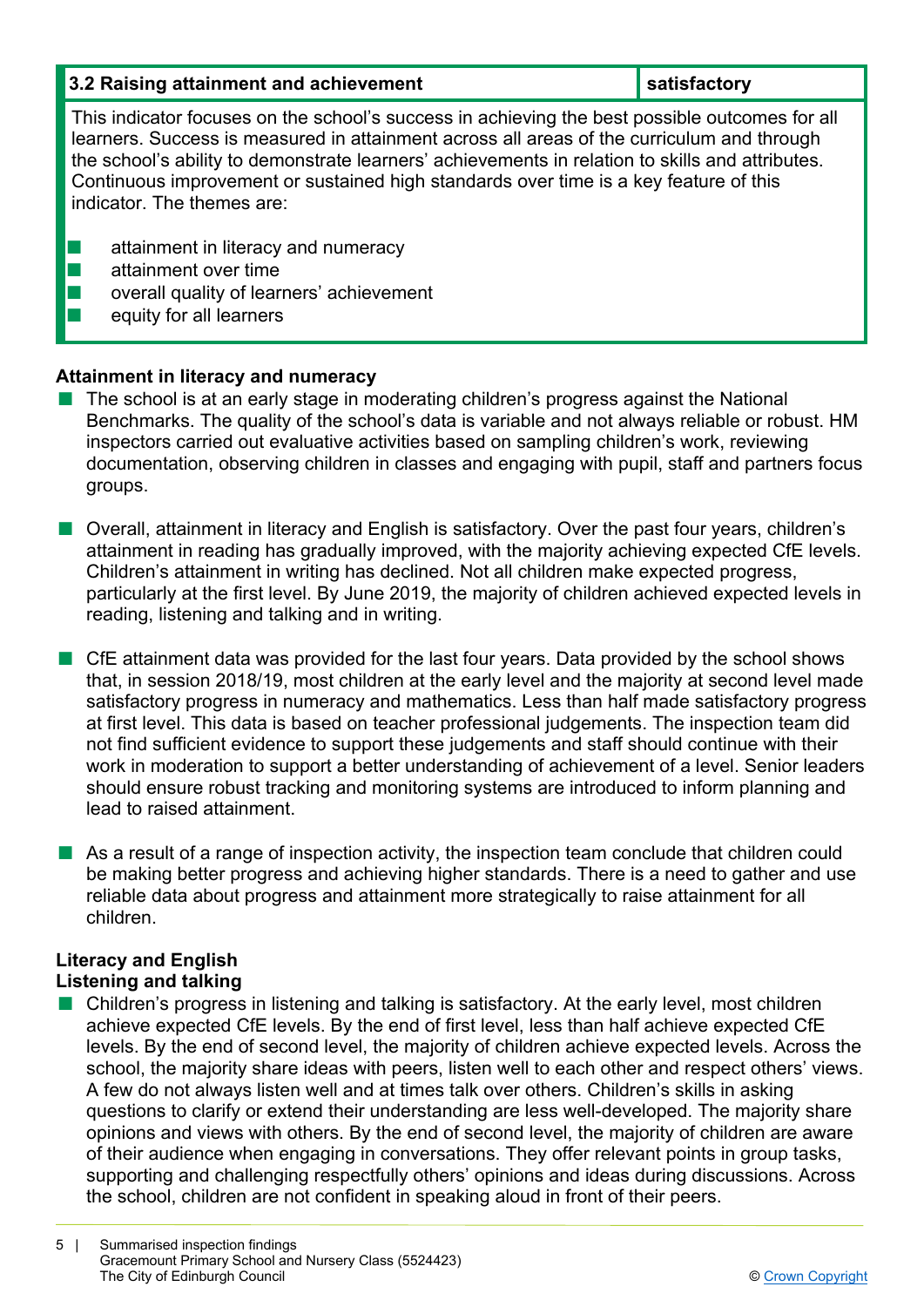| 3.2 Raising attainment and achievement | satisfactory |
| --- | --- |

This indicator focuses on the school's success in achieving the best possible outcomes for all learners. Success is measured in attainment across all areas of the curriculum and through the school's ability to demonstrate learners' achievements in relation to skills and attributes. Continuous improvement or sustained high standards over time is a key feature of this indicator. The themes are:

- attainment in literacy and numeracy
- attainment over time
- overall quality of learners' achievement
- equity for all learners

**Attainment in literacy and numeracy**

- The school is at an early stage in moderating children's progress against the National Benchmarks. The quality of the school's data is variable and not always reliable or robust. HM inspectors carried out evaluative activities based on sampling children's work, reviewing documentation, observing children in classes and engaging with pupil, staff and partners focus groups.

- Overall, attainment in literacy and English is satisfactory. Over the past four years, children's attainment in reading has gradually improved, with the majority achieving expected CfE levels. Children's attainment in writing has declined. Not all children make expected progress, particularly at the first level. By June 2019, the majority of children achieved expected levels in reading, listening and talking and in writing.

- CfE attainment data was provided for the last four years. Data provided by the school shows that, in session 2018/19, most children at the early level and the majority at second level made satisfactory progress in numeracy and mathematics. Less than half made satisfactory progress at first level. This data is based on teacher professional judgements. The inspection team did not find sufficient evidence to support these judgements and staff should continue with their work in moderation to support a better understanding of achievement of a level. Senior leaders should ensure robust tracking and monitoring systems are introduced to inform planning and lead to raised attainment.

- As a result of a range of inspection activity, the inspection team conclude that children could be making better progress and achieving higher standards. There is a need to gather and use reliable data about progress and attainment more strategically to raise attainment for all children.

**Literacy and English**
**Listening and talking**

- Children's progress in listening and talking is satisfactory. At the early level, most children achieve expected CfE levels. By the end of first level, less than half achieve expected CfE levels. By the end of second level, the majority of children achieve expected levels. Across the school, the majority share ideas with peers, listen well to each other and respect others' views. A few do not always listen well and at times talk over others. Children's skills in asking questions to clarify or extend their understanding are less well-developed. The majority share opinions and views with others. By the end of second level, the majority of children are aware of their audience when engaging in conversations. They offer relevant points in group tasks, supporting and challenging respectfully others' opinions and ideas during discussions. Across the school, children are not confident in speaking aloud in front of their peers.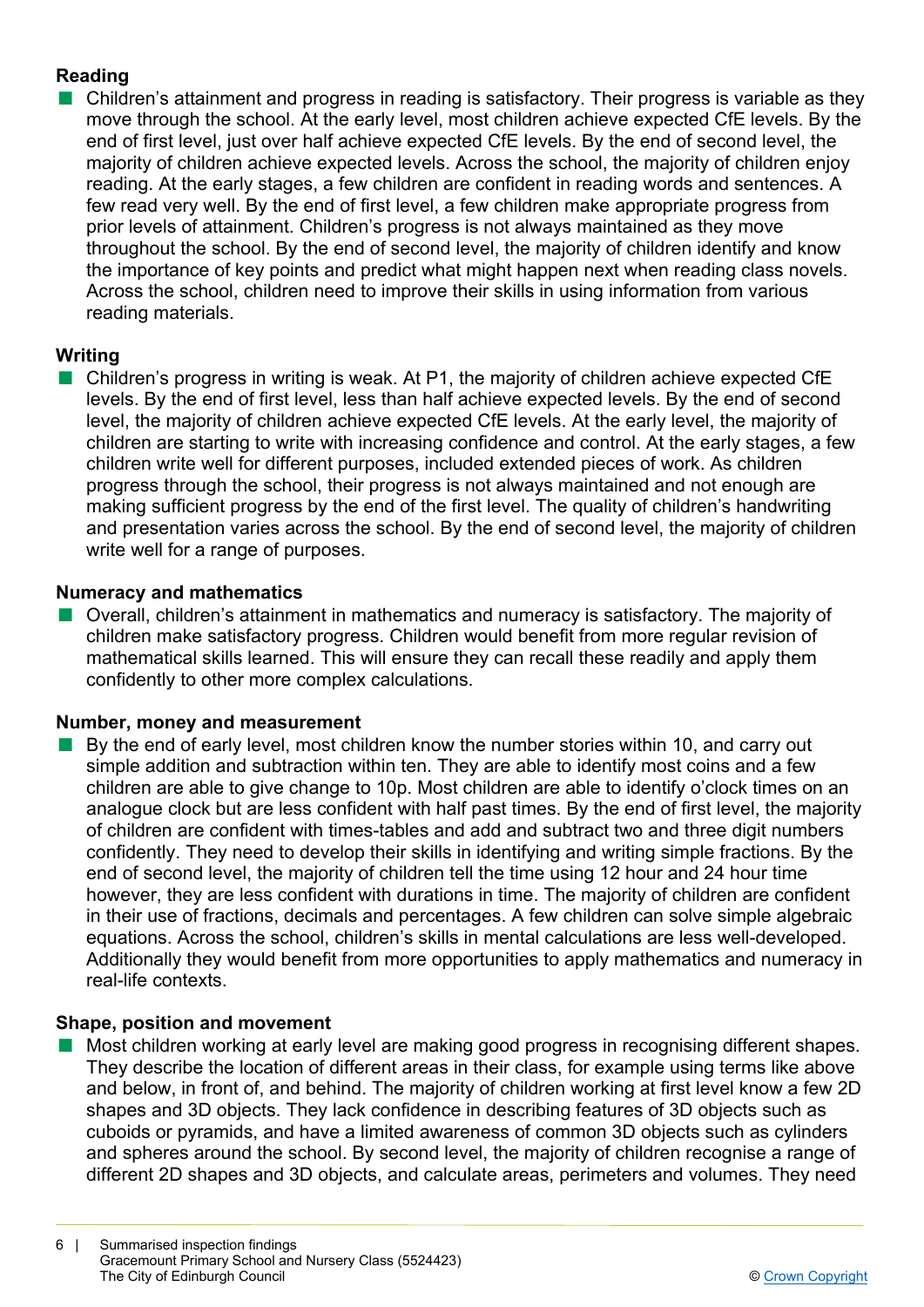### Reading

- Children's attainment and progress in reading is satisfactory. Their progress is variable as they move through the school. At the early level, most children achieve expected CfE levels. By the end of first level, just over half achieve expected CfE levels. By the end of second level, the majority of children achieve expected levels. Across the school, the majority of children enjoy reading. At the early stages, a few children are confident in reading words and sentences. A few read very well. By the end of first level, a few children make appropriate progress from prior levels of attainment. Children's progress is not always maintained as they move throughout the school. By the end of second level, the majority of children identify and know the importance of key points and predict what might happen next when reading class novels. Across the school, children need to improve their skills in using information from various reading materials.

### Writing

- Children's progress in writing is weak. At P1, the majority of children achieve expected CfE levels. By the end of first level, less than half achieve expected levels. By the end of second level, the majority of children achieve expected CfE levels. At the early level, the majority of children are starting to write with increasing confidence and control. At the early stages, a few children write well for different purposes, included extended pieces of work. As children progress through the school, their progress is not always maintained and not enough are making sufficient progress by the end of the first level. The quality of children's handwriting and presentation varies across the school. By the end of second level, the majority of children write well for a range of purposes.

### Numeracy and mathematics

- Overall, children's attainment in mathematics and numeracy is satisfactory. The majority of children make satisfactory progress. Children would benefit from more regular revision of mathematical skills learned. This will ensure they can recall these readily and apply them confidently to other more complex calculations.

### Number, money and measurement

- By the end of early level, most children know the number stories within 10, and carry out simple addition and subtraction within ten. They are able to identify most coins and a few children are able to give change to 10p. Most children are able to identify o'clock times on an analogue clock but are less confident with half past times. By the end of first level, the majority of children are confident with times-tables and add and subtract two and three digit numbers confidently. They need to develop their skills in identifying and writing simple fractions. By the end of second level, the majority of children tell the time using 12 hour and 24 hour time however, they are less confident with durations in time. The majority of children are confident in their use of fractions, decimals and percentages. A few children can solve simple algebraic equations. Across the school, children's skills in mental calculations are less well-developed. Additionally they would benefit from more opportunities to apply mathematics and numeracy in real-life contexts.

### Shape, position and movement

- Most children working at early level are making good progress in recognising different shapes. They describe the location of different areas in their class, for example using terms like above and below, in front of, and behind. The majority of children working at first level know a few 2D shapes and 3D objects. They lack confidence in describing features of 3D objects such as cuboids or pyramids, and have a limited awareness of common 3D objects such as cylinders and spheres around the school. By second level, the majority of children recognise a range of different 2D shapes and 3D objects, and calculate areas, perimeters and volumes. They need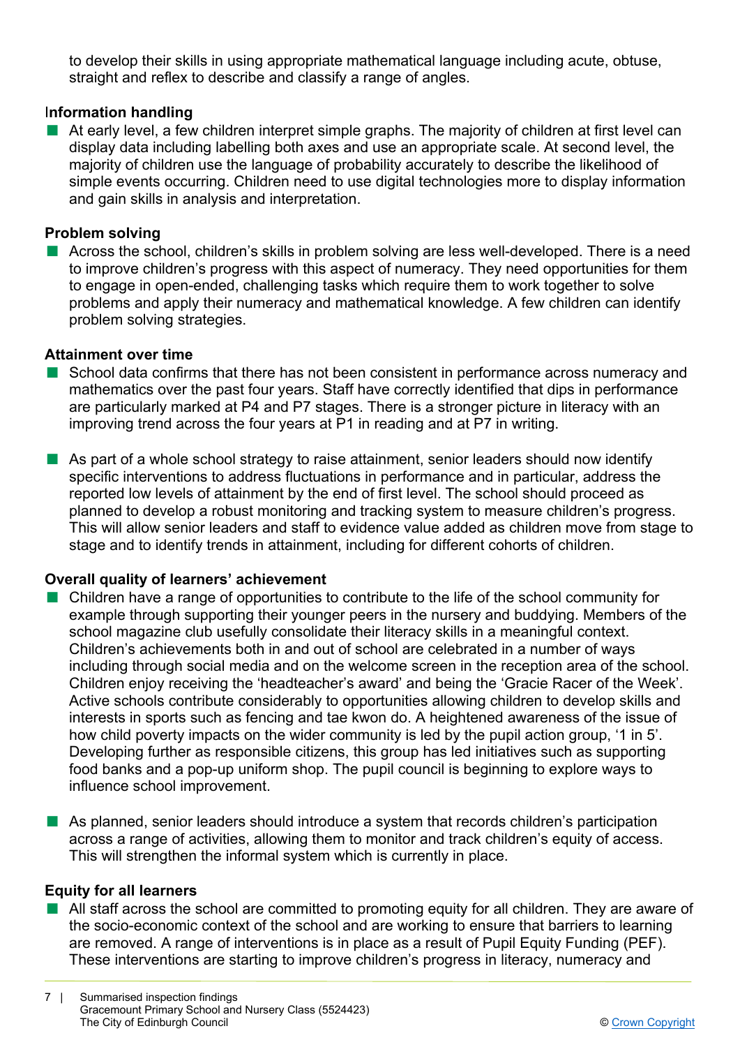to develop their skills in using appropriate mathematical language including acute, obtuse, straight and reflex to describe and classify a range of angles.

**Information handling**

- At early level, a few children interpret simple graphs. The majority of children at first level can display data including labelling both axes and use an appropriate scale. At second level, the majority of children use the language of probability accurately to describe the likelihood of simple events occurring. Children need to use digital technologies more to display information and gain skills in analysis and interpretation.

**Problem solving**

- Across the school, children's skills in problem solving are less well-developed. There is a need to improve children's progress with this aspect of numeracy. They need opportunities for them to engage in open-ended, challenging tasks which require them to work together to solve problems and apply their numeracy and mathematical knowledge. A few children can identify problem solving strategies.

**Attainment over time**

- School data confirms that there has not been consistent in performance across numeracy and mathematics over the past four years. Staff have correctly identified that dips in performance are particularly marked at P4 and P7 stages. There is a stronger picture in literacy with an improving trend across the four years at P1 in reading and at P7 in writing.

- As part of a whole school strategy to raise attainment, senior leaders should now identify specific interventions to address fluctuations in performance and in particular, address the reported low levels of attainment by the end of first level. The school should proceed as planned to develop a robust monitoring and tracking system to measure children's progress. This will allow senior leaders and staff to evidence value added as children move from stage to stage and to identify trends in attainment, including for different cohorts of children.

**Overall quality of learners' achievement**

- Children have a range of opportunities to contribute to the life of the school community for example through supporting their younger peers in the nursery and buddying. Members of the school magazine club usefully consolidate their literacy skills in a meaningful context. Children's achievements both in and out of school are celebrated in a number of ways including through social media and on the welcome screen in the reception area of the school. Children enjoy receiving the 'headteacher's award' and being the 'Gracie Racer of the Week'. Active schools contribute considerably to opportunities allowing children to develop skills and interests in sports such as fencing and tae kwon do. A heightened awareness of the issue of how child poverty impacts on the wider community is led by the pupil action group, '1 in 5'. Developing further as responsible citizens, this group has led initiatives such as supporting food banks and a pop-up uniform shop. The pupil council is beginning to explore ways to influence school improvement.

- As planned, senior leaders should introduce a system that records children's participation across a range of activities, allowing them to monitor and track children's equity of access. This will strengthen the informal system which is currently in place.

**Equity for all learners**

- All staff across the school are committed to promoting equity for all children. They are aware of the socio-economic context of the school and are working to ensure that barriers to learning are removed. A range of interventions is in place as a result of Pupil Equity Funding (PEF). These interventions are starting to improve children's progress in literacy, numeracy and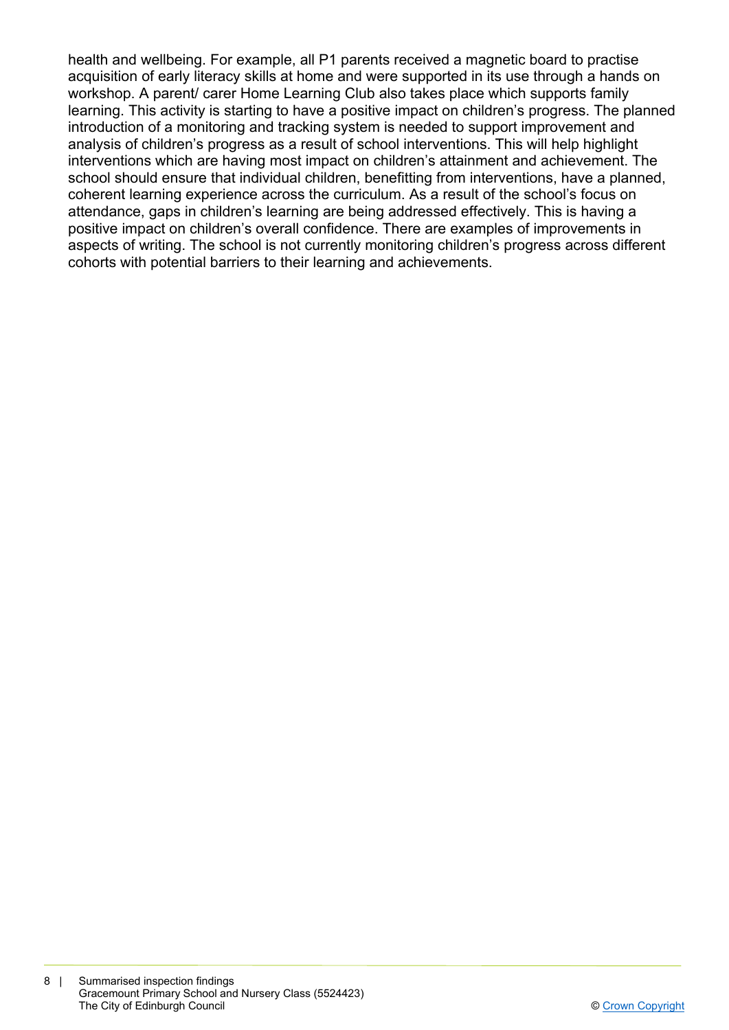health and wellbeing. For example, all P1 parents received a magnetic board to practise acquisition of early literacy skills at home and were supported in its use through a hands on workshop. A parent/ carer Home Learning Club also takes place which supports family learning. This activity is starting to have a positive impact on children's progress. The planned introduction of a monitoring and tracking system is needed to support improvement and analysis of children's progress as a result of school interventions. This will help highlight interventions which are having most impact on children's attainment and achievement. The school should ensure that individual children, benefitting from interventions, have a planned, coherent learning experience across the curriculum. As a result of the school's focus on attendance, gaps in children's learning are being addressed effectively. This is having a positive impact on children's overall confidence. There are examples of improvements in aspects of writing. The school is not currently monitoring children's progress across different cohorts with potential barriers to their learning and achievements.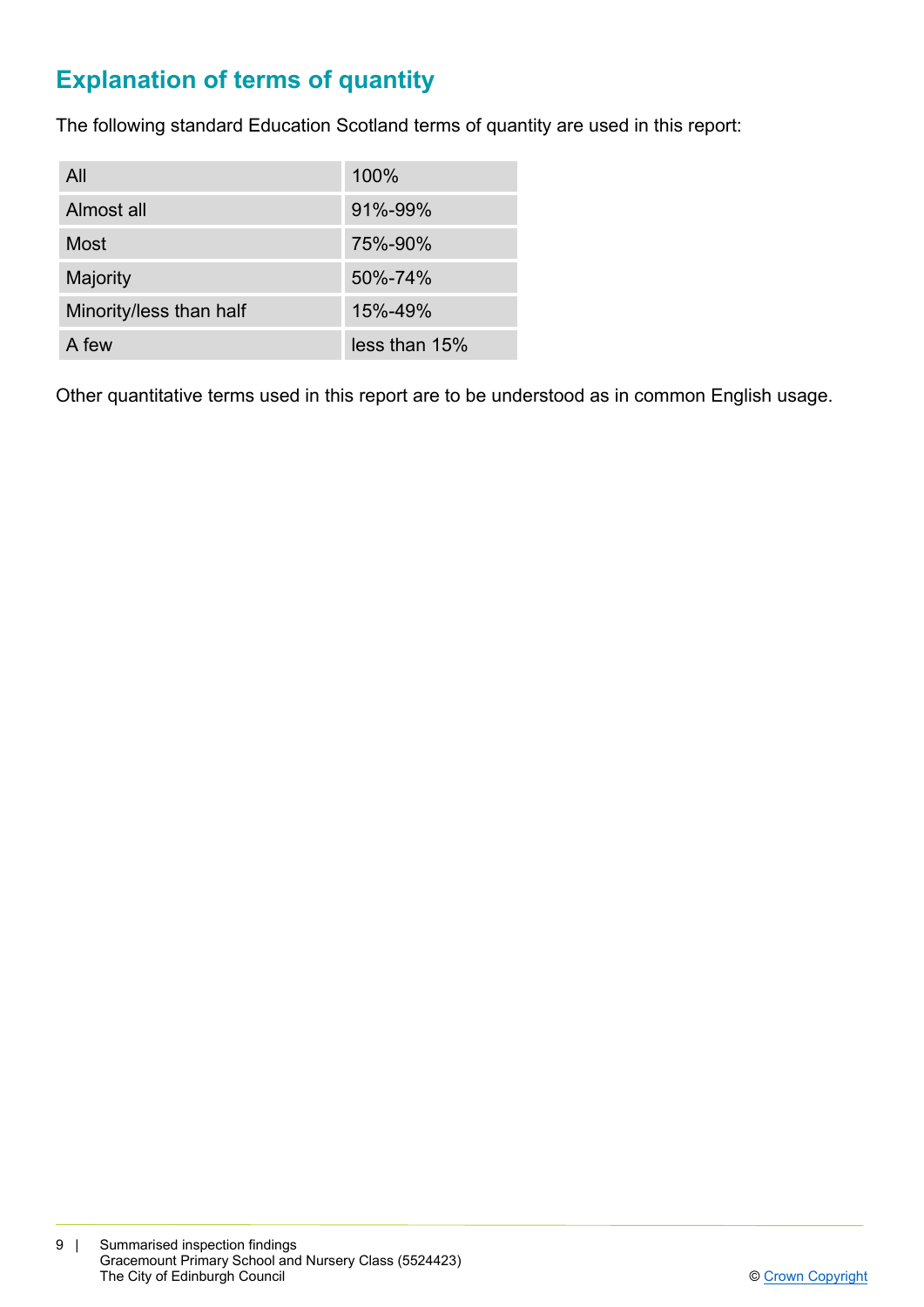## Explanation of terms of quantity

The following standard Education Scotland terms of quantity are used in this report:

| | |
|---|---|
| All | 100% |
| Almost all | 91%-99% |
| Most | 75%-90% |
| Majority | 50%-74% |
| Minority/less than half | 15%-49% |
| A few | less than 15% |

Other quantitative terms used in this report are to be understood as in common English usage.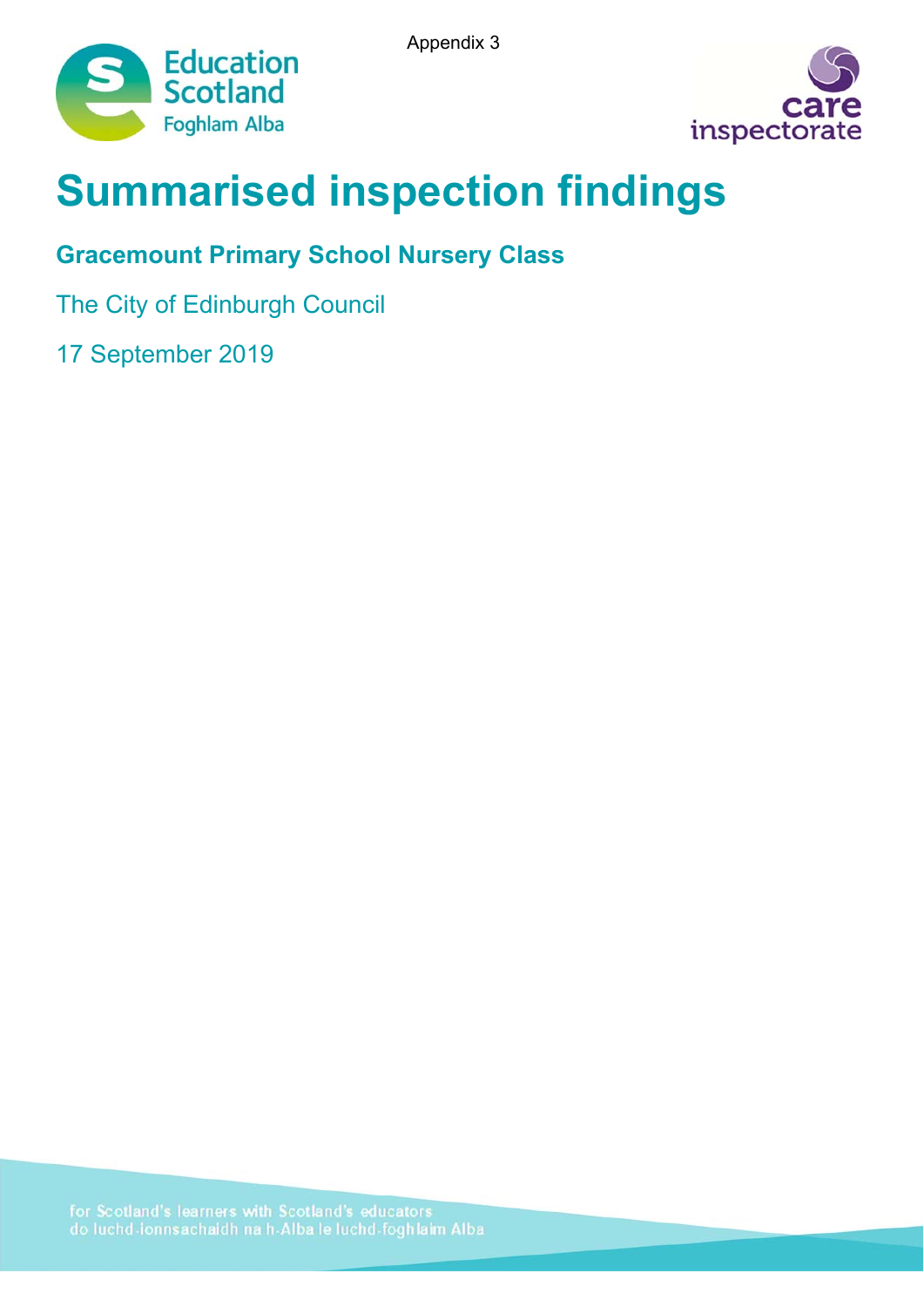Appendix 3

# Summarised inspection findings

## Gracemount Primary School Nursery Class

The City of Edinburgh Council

17 September 2019

for Scotland's learners with Scotland's educators
do luchd-ionnsachaidh na h-Alba le luchd-foghlaim Alba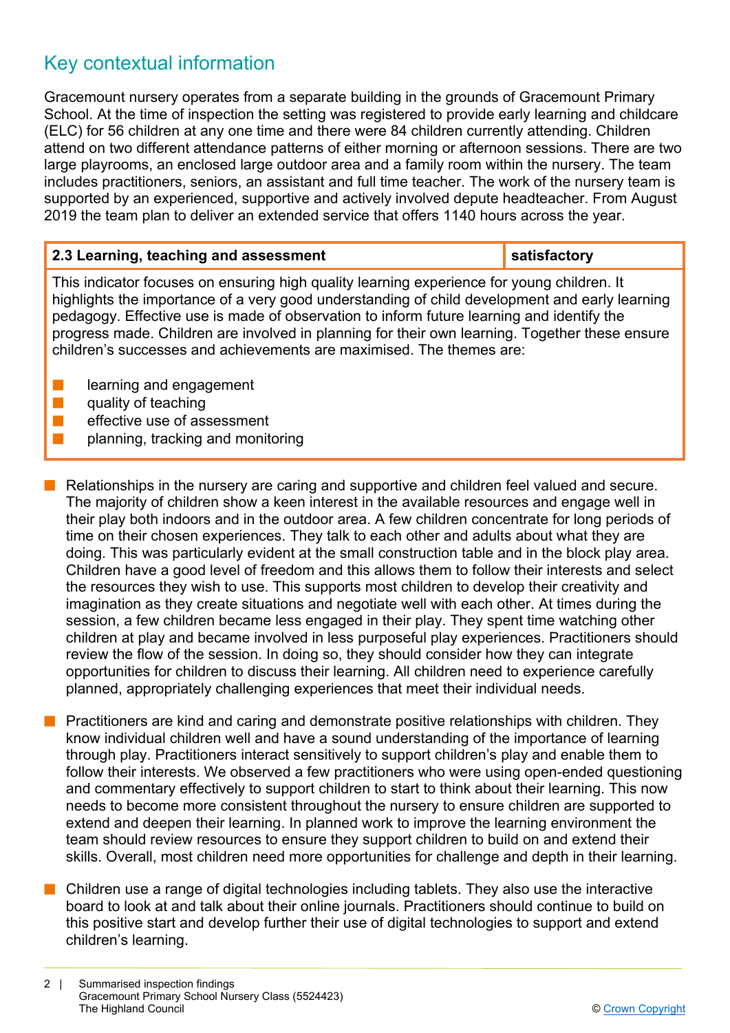## Key contextual information

Gracemount nursery operates from a separate building in the grounds of Gracemount Primary School. At the time of inspection the setting was registered to provide early learning and childcare (ELC) for 56 children at any one time and there were 84 children currently attending. Children attend on two different attendance patterns of either morning or afternoon sessions. There are two large playrooms, an enclosed large outdoor area and a family room within the nursery. The team includes practitioners, seniors, an assistant and full time teacher. The work of the nursery team is supported by an experienced, supportive and actively involved depute headteacher. From August 2019 the team plan to deliver an extended service that offers 1140 hours across the year.

| **2.3 Learning, teaching and assessment** | **satisfactory** |
|---|---|
| This indicator focuses on ensuring high quality learning experience for young children. It highlights the importance of a very good understanding of child development and early learning pedagogy. Effective use is made of observation to inform future learning and identify the progress made. Children are involved in planning for their own learning. Together these ensure children's successes and achievements are maximised. The themes are: <br>▪ learning and engagement <br>▪ quality of teaching <br>▪ effective use of assessment <br>▪ planning, tracking and monitoring | |

- Relationships in the nursery are caring and supportive and children feel valued and secure. The majority of children show a keen interest in the available resources and engage well in their play both indoors and in the outdoor area. A few children concentrate for long periods of time on their chosen experiences. They talk to each other and adults about what they are doing. This was particularly evident at the small construction table and in the block play area. Children have a good level of freedom and this allows them to follow their interests and select the resources they wish to use. This supports most children to develop their creativity and imagination as they create situations and negotiate well with each other. At times during the session, a few children became less engaged in their play. They spent time watching other children at play and became involved in less purposeful play experiences. Practitioners should review the flow of the session. In doing so, they should consider how they can integrate opportunities for children to discuss their learning. All children need to experience carefully planned, appropriately challenging experiences that meet their individual needs.

- Practitioners are kind and caring and demonstrate positive relationships with children. They know individual children well and have a sound understanding of the importance of learning through play. Practitioners interact sensitively to support children's play and enable them to follow their interests. We observed a few practitioners who were using open-ended questioning and commentary effectively to support children to start to think about their learning. This now needs to become more consistent throughout the nursery to ensure children are supported to extend and deepen their learning. In planned work to improve the learning environment the team should review resources to ensure they support children to build on and extend their skills. Overall, most children need more opportunities for challenge and depth in their learning.

- Children use a range of digital technologies including tablets. They also use the interactive board to look at and talk about their online journals. Practitioners should continue to build on this positive start and develop further their use of digital technologies to support and extend children's learning.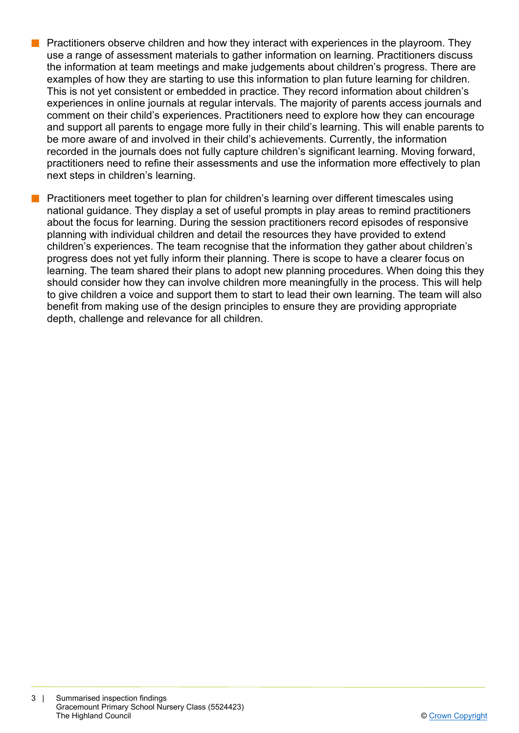- Practitioners observe children and how they interact with experiences in the playroom. They use a range of assessment materials to gather information on learning. Practitioners discuss the information at team meetings and make judgements about children's progress. There are examples of how they are starting to use this information to plan future learning for children. This is not yet consistent or embedded in practice. They record information about children's experiences in online journals at regular intervals. The majority of parents access journals and comment on their child's experiences. Practitioners need to explore how they can encourage and support all parents to engage more fully in their child's learning. This will enable parents to be more aware of and involved in their child's achievements. Currently, the information recorded in the journals does not fully capture children's significant learning. Moving forward, practitioners need to refine their assessments and use the information more effectively to plan next steps in children's learning.

- Practitioners meet together to plan for children's learning over different timescales using national guidance. They display a set of useful prompts in play areas to remind practitioners about the focus for learning. During the session practitioners record episodes of responsive planning with individual children and detail the resources they have provided to extend children's experiences. The team recognise that the information they gather about children's progress does not yet fully inform their planning. There is scope to have a clearer focus on learning. The team shared their plans to adopt new planning procedures. When doing this they should consider how they can involve children more meaningfully in the process. This will help to give children a voice and support them to start to lead their own learning. The team will also benefit from making use of the design principles to ensure they are providing appropriate depth, challenge and relevance for all children.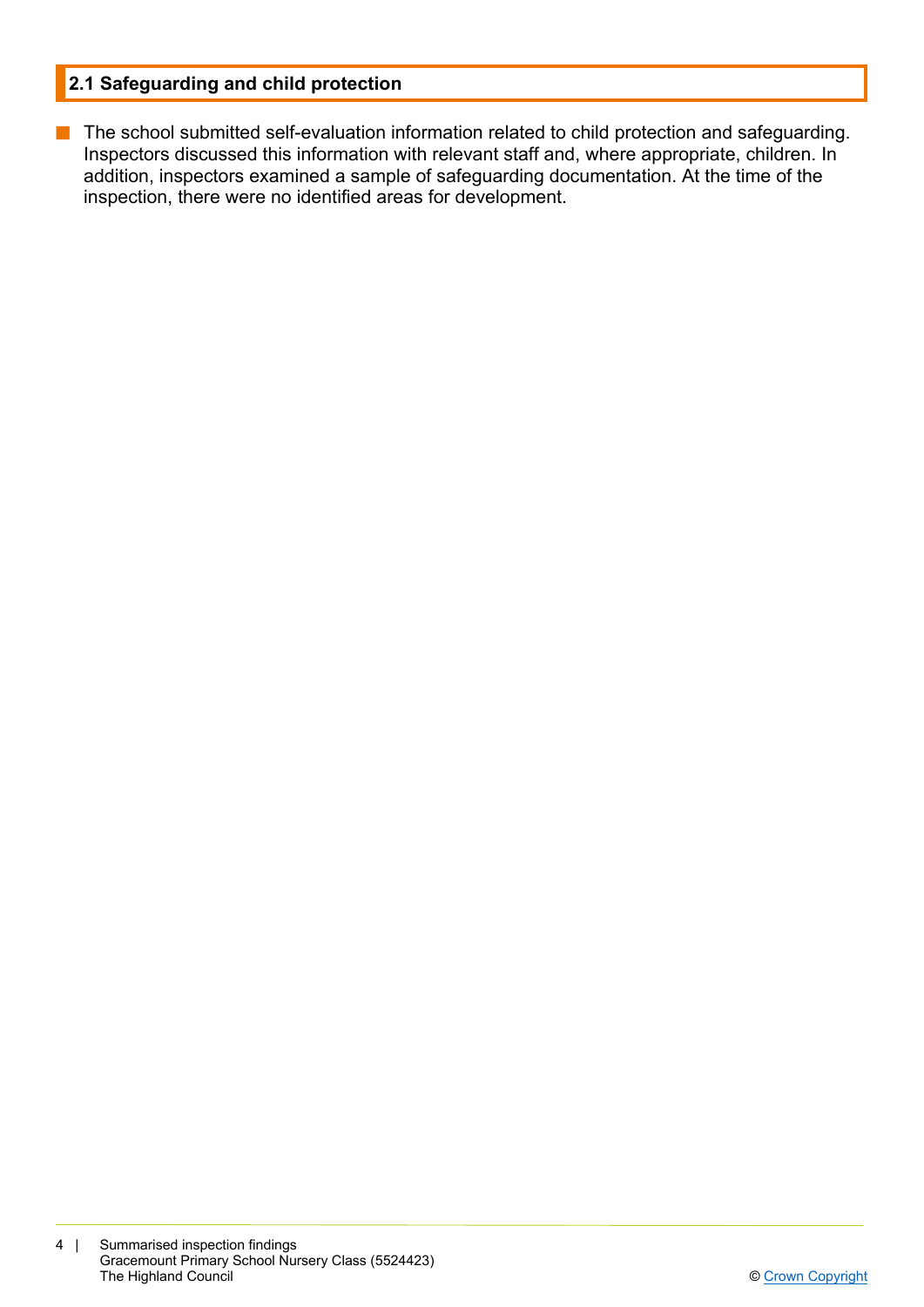## 2.1 Safeguarding and child protection

- The school submitted self-evaluation information related to child protection and safeguarding. Inspectors discussed this information with relevant staff and, where appropriate, children. In addition, inspectors examined a sample of safeguarding documentation. At the time of the inspection, there were no identified areas for development.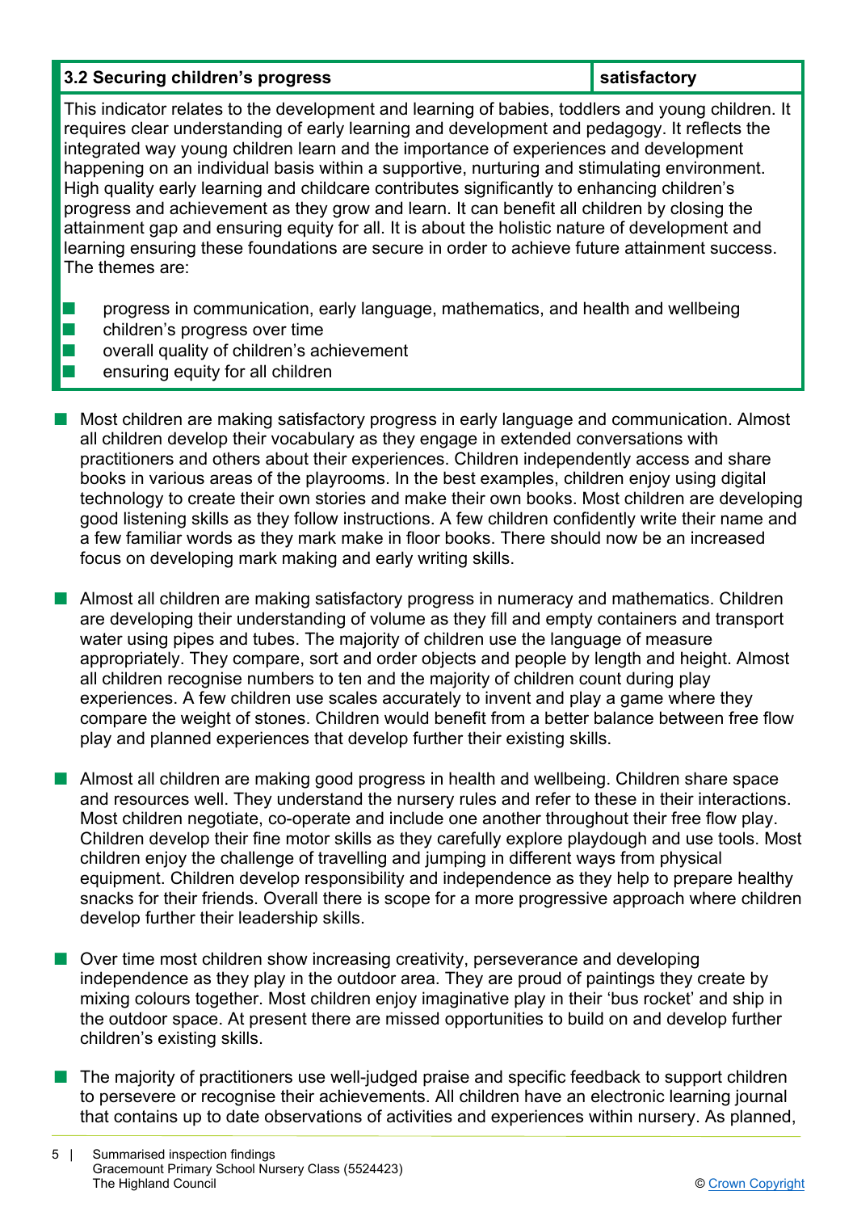| 3.2 Securing children's progress | satisfactory |
|---|---|

This indicator relates to the development and learning of babies, toddlers and young children. It requires clear understanding of early learning and development and pedagogy. It reflects the integrated way young children learn and the importance of experiences and development happening on an individual basis within a supportive, nurturing and stimulating environment. High quality early learning and childcare contributes significantly to enhancing children's progress and achievement as they grow and learn. It can benefit all children by closing the attainment gap and ensuring equity for all. It is about the holistic nature of development and learning ensuring these foundations are secure in order to achieve future attainment success. The themes are:

- progress in communication, early language, mathematics, and health and wellbeing
- children's progress over time
- overall quality of children's achievement
- ensuring equity for all children

- Most children are making satisfactory progress in early language and communication. Almost all children develop their vocabulary as they engage in extended conversations with practitioners and others about their experiences. Children independently access and share books in various areas of the playrooms. In the best examples, children enjoy using digital technology to create their own stories and make their own books. Most children are developing good listening skills as they follow instructions. A few children confidently write their name and a few familiar words as they mark make in floor books. There should now be an increased focus on developing mark making and early writing skills.

- Almost all children are making satisfactory progress in numeracy and mathematics. Children are developing their understanding of volume as they fill and empty containers and transport water using pipes and tubes. The majority of children use the language of measure appropriately. They compare, sort and order objects and people by length and height. Almost all children recognise numbers to ten and the majority of children count during play experiences. A few children use scales accurately to invent and play a game where they compare the weight of stones. Children would benefit from a better balance between free flow play and planned experiences that develop further their existing skills.

- Almost all children are making good progress in health and wellbeing. Children share space and resources well. They understand the nursery rules and refer to these in their interactions. Most children negotiate, co-operate and include one another throughout their free flow play. Children develop their fine motor skills as they carefully explore playdough and use tools. Most children enjoy the challenge of travelling and jumping in different ways from physical equipment. Children develop responsibility and independence as they help to prepare healthy snacks for their friends. Overall there is scope for a more progressive approach where children develop further their leadership skills.

- Over time most children show increasing creativity, perseverance and developing independence as they play in the outdoor area. They are proud of paintings they create by mixing colours together. Most children enjoy imaginative play in their 'bus rocket' and ship in the outdoor space. At present there are missed opportunities to build on and develop further children's existing skills.

- The majority of practitioners use well-judged praise and specific feedback to support children to persevere or recognise their achievements. All children have an electronic learning journal that contains up to date observations of activities and experiences within nursery. As planned,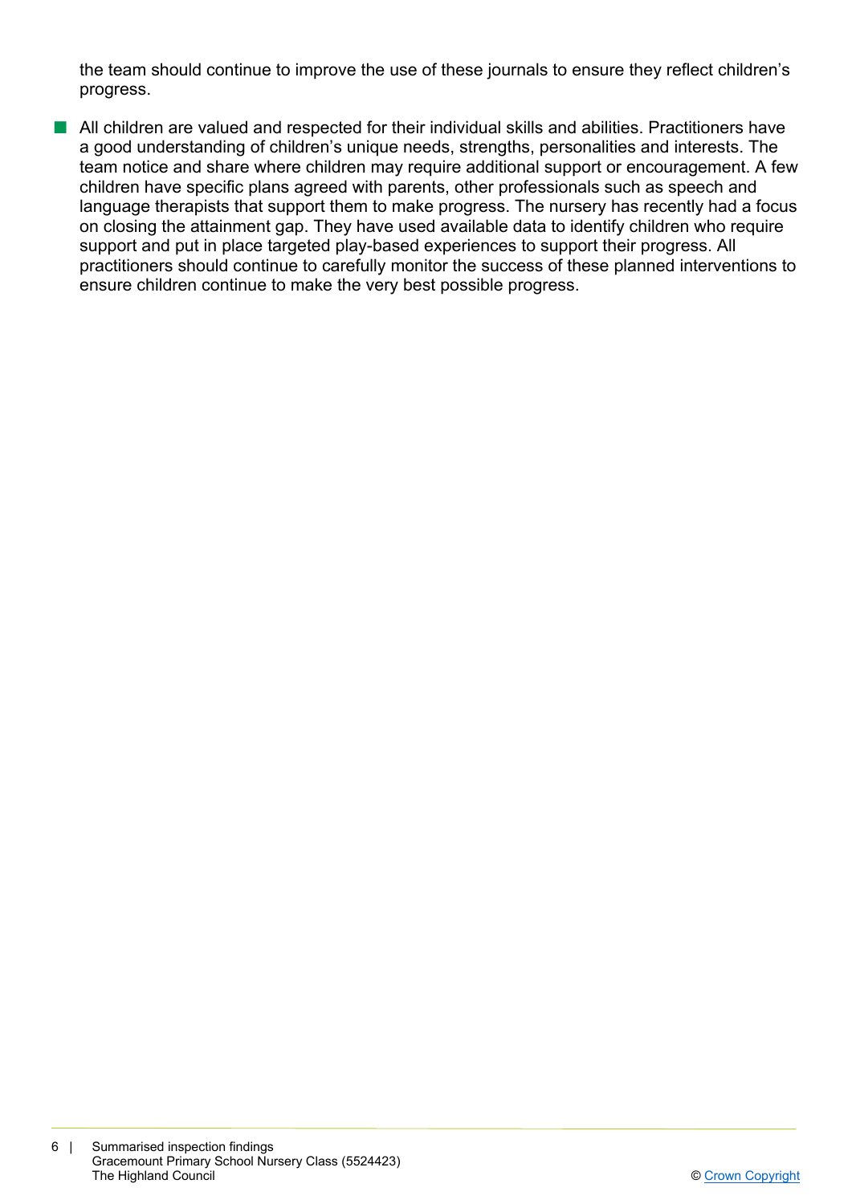the team should continue to improve the use of these journals to ensure they reflect children's progress.

- All children are valued and respected for their individual skills and abilities. Practitioners have a good understanding of children's unique needs, strengths, personalities and interests. The team notice and share where children may require additional support or encouragement. A few children have specific plans agreed with parents, other professionals such as speech and language therapists that support them to make progress. The nursery has recently had a focus on closing the attainment gap. They have used available data to identify children who require support and put in place targeted play-based experiences to support their progress. All practitioners should continue to carefully monitor the success of these planned interventions to ensure children continue to make the very best possible progress.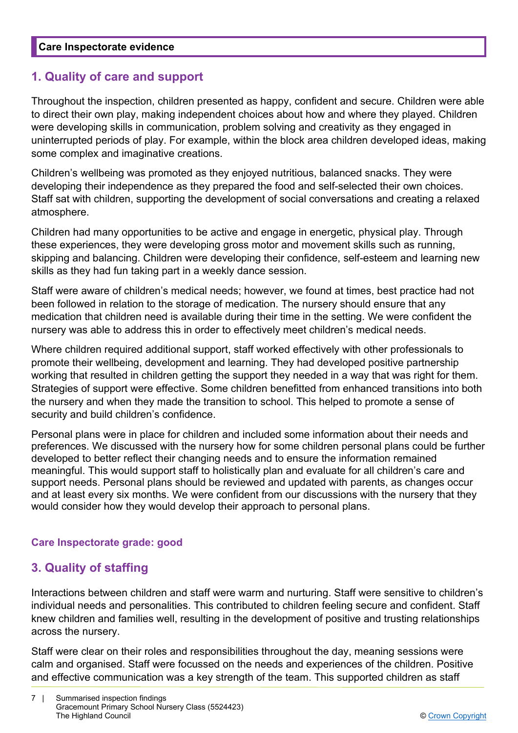**Care Inspectorate evidence**

## 1. Quality of care and support

Throughout the inspection, children presented as happy, confident and secure. Children were able to direct their own play, making independent choices about how and where they played. Children were developing skills in communication, problem solving and creativity as they engaged in uninterrupted periods of play. For example, within the block area children developed ideas, making some complex and imaginative creations.

Children's wellbeing was promoted as they enjoyed nutritious, balanced snacks. They were developing their independence as they prepared the food and self-selected their own choices. Staff sat with children, supporting the development of social conversations and creating a relaxed atmosphere.

Children had many opportunities to be active and engage in energetic, physical play. Through these experiences, they were developing gross motor and movement skills such as running, skipping and balancing. Children were developing their confidence, self-esteem and learning new skills as they had fun taking part in a weekly dance session.

Staff were aware of children's medical needs; however, we found at times, best practice had not been followed in relation to the storage of medication. The nursery should ensure that any medication that children need is available during their time in the setting. We were confident the nursery was able to address this in order to effectively meet children's medical needs.

Where children required additional support, staff worked effectively with other professionals to promote their wellbeing, development and learning. They had developed positive partnership working that resulted in children getting the support they needed in a way that was right for them. Strategies of support were effective. Some children benefitted from enhanced transitions into both the nursery and when they made the transition to school. This helped to promote a sense of security and build children's confidence.

Personal plans were in place for children and included some information about their needs and preferences. We discussed with the nursery how for some children personal plans could be further developed to better reflect their changing needs and to ensure the information remained meaningful. This would support staff to holistically plan and evaluate for all children's care and support needs. Personal plans should be reviewed and updated with parents, as changes occur and at least every six months. We were confident from our discussions with the nursery that they would consider how they would develop their approach to personal plans.

**Care Inspectorate grade: good**

## 3. Quality of staffing

Interactions between children and staff were warm and nurturing. Staff were sensitive to children's individual needs and personalities. This contributed to children feeling secure and confident. Staff knew children and families well, resulting in the development of positive and trusting relationships across the nursery.

Staff were clear on their roles and responsibilities throughout the day, meaning sessions were calm and organised. Staff were focussed on the needs and experiences of the children. Positive and effective communication was a key strength of the team. This supported children as staff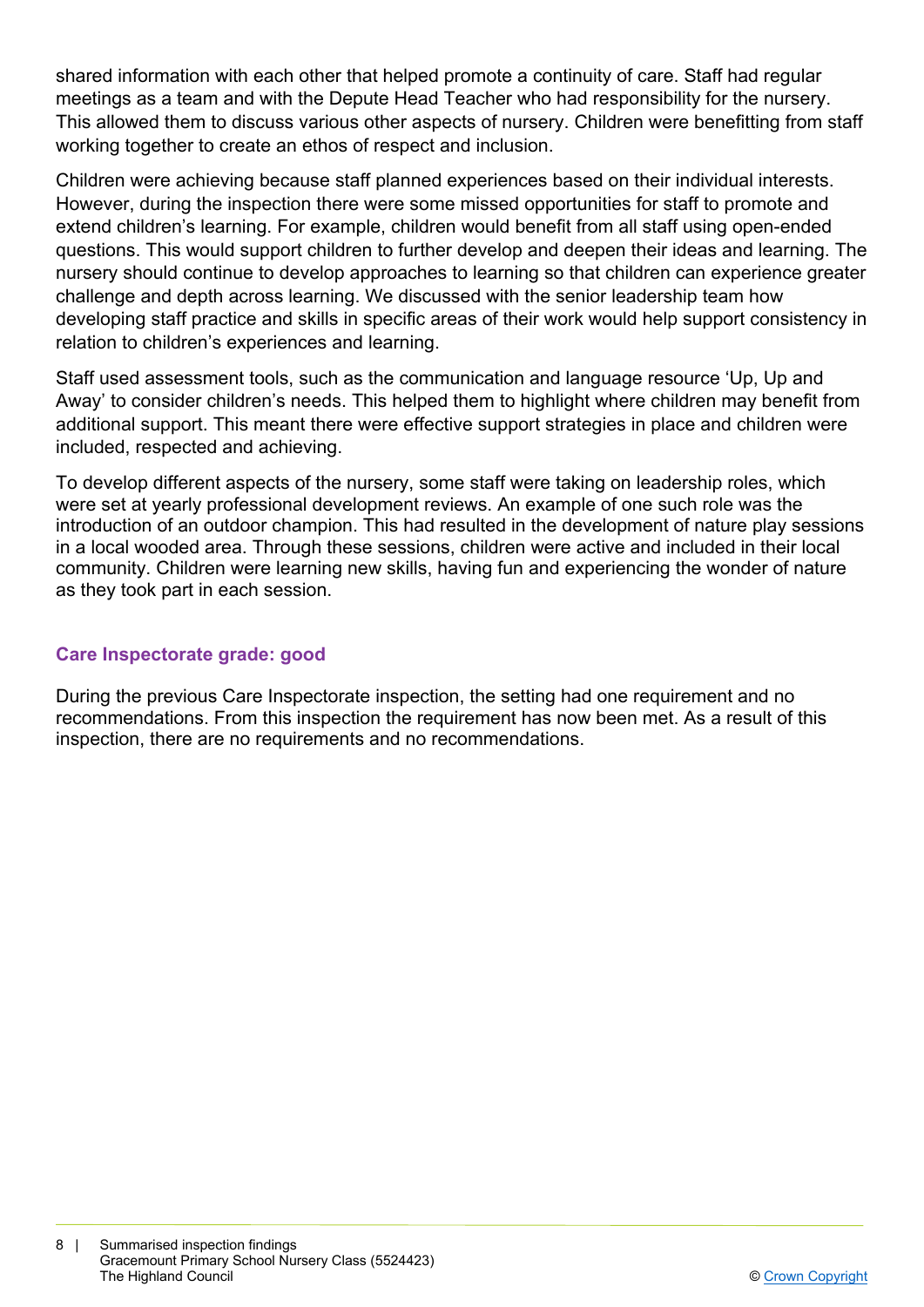shared information with each other that helped promote a continuity of care. Staff had regular meetings as a team and with the Depute Head Teacher who had responsibility for the nursery. This allowed them to discuss various other aspects of nursery. Children were benefitting from staff working together to create an ethos of respect and inclusion.

Children were achieving because staff planned experiences based on their individual interests. However, during the inspection there were some missed opportunities for staff to promote and extend children's learning. For example, children would benefit from all staff using open-ended questions. This would support children to further develop and deepen their ideas and learning. The nursery should continue to develop approaches to learning so that children can experience greater challenge and depth across learning. We discussed with the senior leadership team how developing staff practice and skills in specific areas of their work would help support consistency in relation to children's experiences and learning.

Staff used assessment tools, such as the communication and language resource 'Up, Up and Away' to consider children's needs. This helped them to highlight where children may benefit from additional support. This meant there were effective support strategies in place and children were included, respected and achieving.

To develop different aspects of the nursery, some staff were taking on leadership roles, which were set at yearly professional development reviews. An example of one such role was the introduction of an outdoor champion. This had resulted in the development of nature play sessions in a local wooded area. Through these sessions, children were active and included in their local community. Children were learning new skills, having fun and experiencing the wonder of nature as they took part in each session.

### Care Inspectorate grade: good

During the previous Care Inspectorate inspection, the setting had one requirement and no recommendations. From this inspection the requirement has now been met. As a result of this inspection, there are no requirements and no recommendations.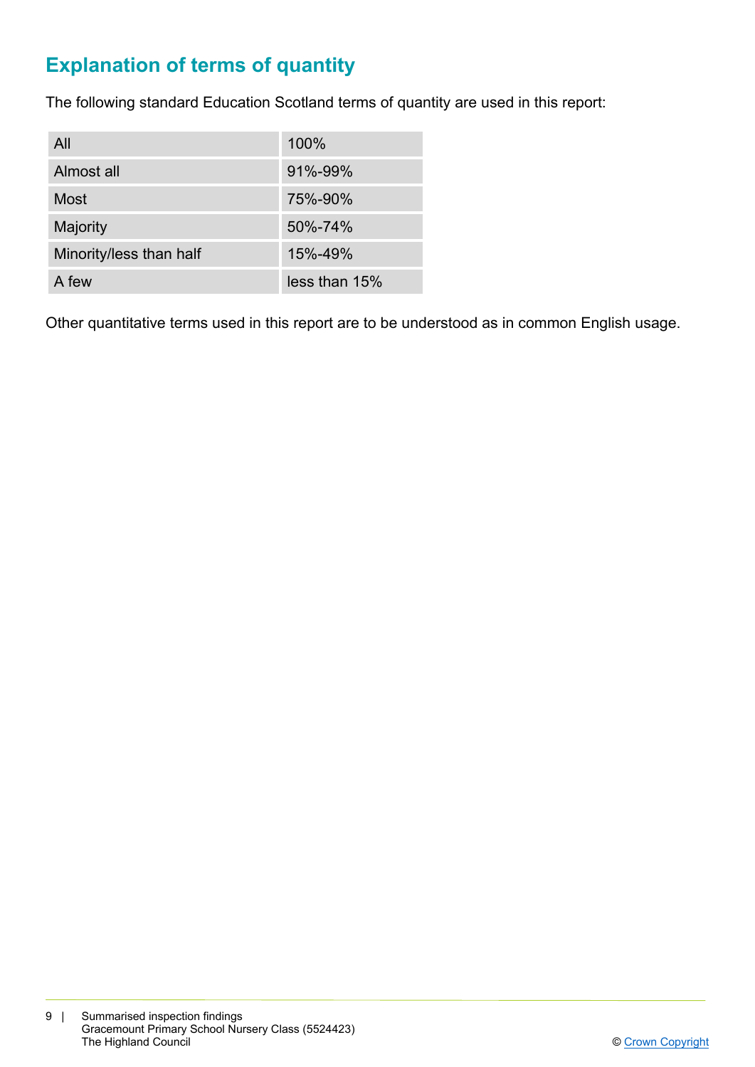## Explanation of terms of quantity

The following standard Education Scotland terms of quantity are used in this report:

| | |
|---|---|
| All | 100% |
| Almost all | 91%-99% |
| Most | 75%-90% |
| Majority | 50%-74% |
| Minority/less than half | 15%-49% |
| A few | less than 15% |

Other quantitative terms used in this report are to be understood as in common English usage.